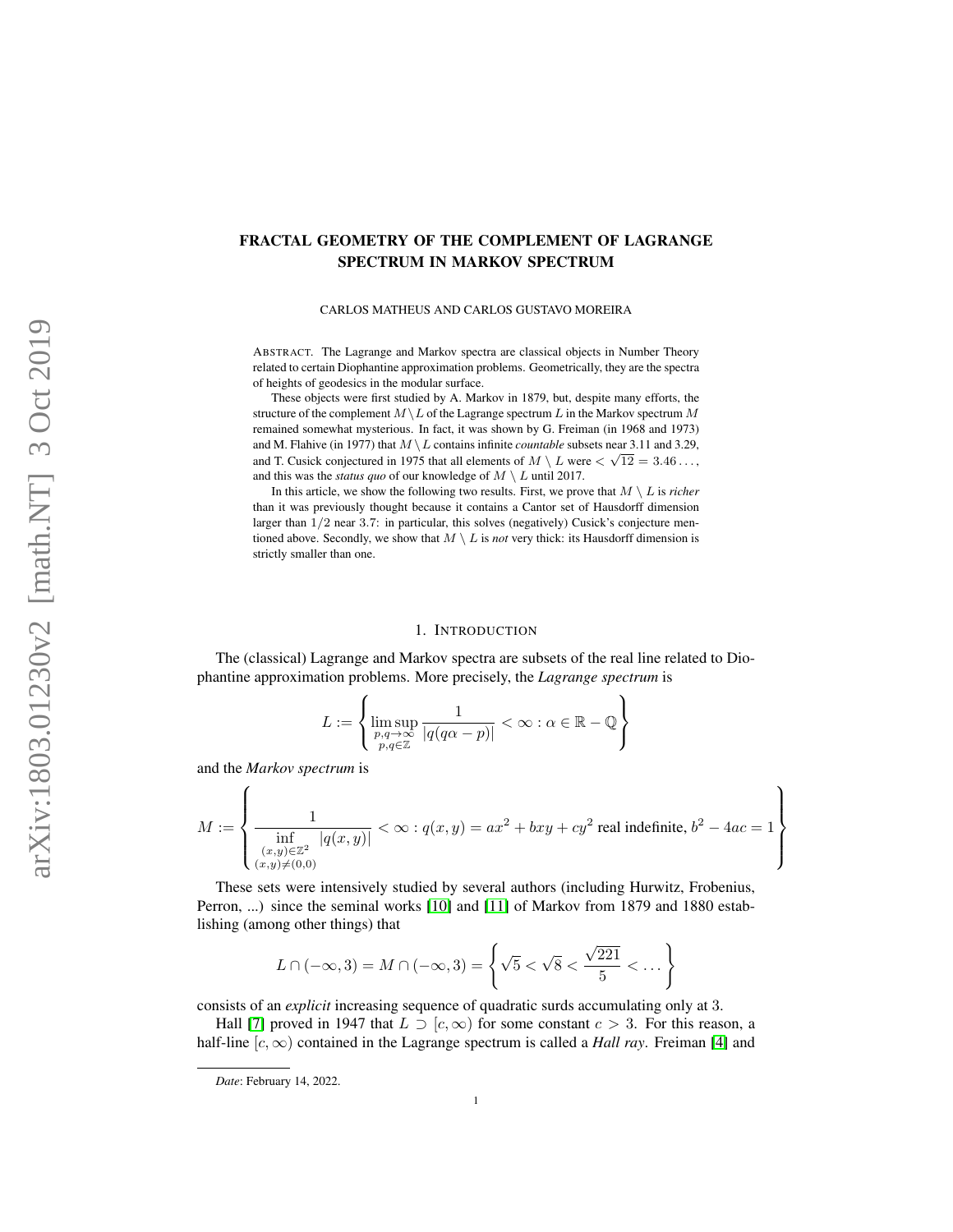# FRACTAL GEOMETRY OF THE COMPLEMENT OF LAGRANGE SPECTRUM IN MARKOV SPECTRUM

CARLOS MATHEUS AND CARLOS GUSTAVO MOREIRA

ABSTRACT. The Lagrange and Markov spectra are classical objects in Number Theory related to certain Diophantine approximation problems. Geometrically, they are the spectra of heights of geodesics in the modular surface.

These objects were first studied by A. Markov in 1879, but, despite many efforts, the structure of the complement $M \setminus L$ of the Lagrange spectrum $L$ in the Markov spectrum $M$ remained somewhat mysterious. In fact, it was shown by G. Freiman (in 1968 and 1973) and M. Flahive (in 1977) that $M \setminus L$ contains infinite *countable* subsets near 3.11 and 3.29, and T. Cusick conjectured in 1975 that all elements of $M \setminus L$ were $< \sqrt{12} = 3.46\dots$, and this was the *status quo* of our knowledge of $M \setminus L$ until 2017.

In this article, we show the following two results. First, we prove that $M \setminus L$ is *richer* than it was previously thought because it contains a Cantor set of Hausdorff dimension larger than $1/2$ near $3.7$: in particular, this solves (negatively) Cusick's conjecture mentioned above. Secondly, we show that $M \setminus L$ is *not* very thick: its Hausdorff dimension is strictly smaller than one.

## 1. INTRODUCTION

The (classical) Lagrange and Markov spectra are subsets of the real line related to Diophantine approximation problems. More precisely, the *Lagrange spectrum* is

$$L := \left\{ \limsup_{\substack{p,q\to\infty \\ p,q\in\mathbb{Z}}} \frac{1}{|q(q\alpha-p)|} < \infty : \alpha \in \mathbb{R} - \mathbb{Q} \right\}$$

and the *Markov spectrum* is

$$M := \left\{ \frac{1}{\inf\limits_{\substack{(x,y)\in\mathbb{Z}^2 \\ (x,y)\neq(0,0)}} |q(x,y)|} < \infty : q(x,y) = ax^2+bxy+cy^2 \text{ real indefinite, } b^2-4ac=1 \right\}$$

These sets were intensively studied by several authors (including Hurwitz, Frobenius, Perron, ...) since the seminal works [10] and [11] of Markov from 1879 and 1880 establishing (among other things) that

$$L \cap (-\infty, 3) = M \cap (-\infty, 3) = \left\{ \sqrt{5} < \sqrt{8} < \frac{\sqrt{221}}{5} < \dots \right\}$$

consists of an *explicit* increasing sequence of quadratic surds accumulating only at 3.

Hall [7] proved in 1947 that $L \supset [c, \infty)$ for some constant $c > 3$. For this reason, a half-line $[c, \infty)$ contained in the Lagrange spectrum is called a *Hall ray*. Freiman [4] and

*Date*: February 14, 2022.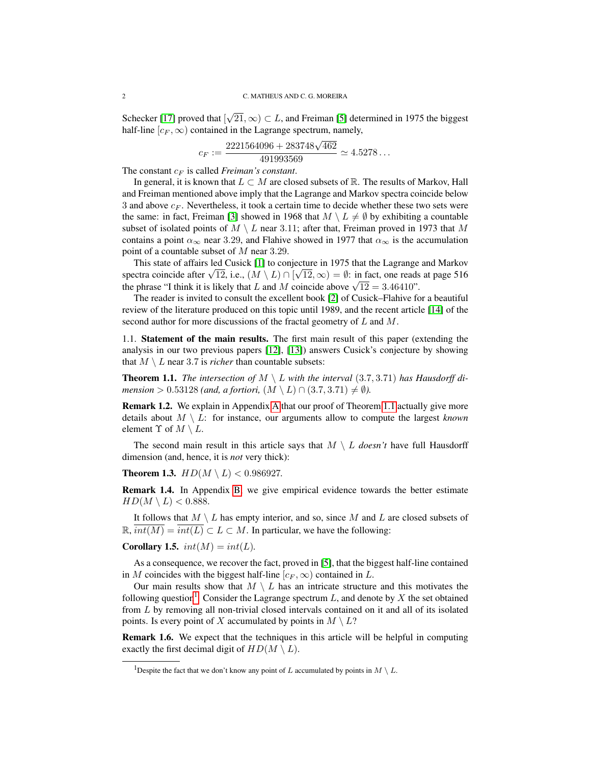Schecker [17] proved that $[\sqrt{21}, \infty) \subset L$, and Freiman [5] determined in 1975 the biggest half-line $[c_F, \infty)$ contained in the Lagrange spectrum, namely,

$$c_F := \frac{2221564096 + 283748\sqrt{462}}{491993569} \simeq 4.5278\ldots$$

The constant $c_F$ is called *Freiman's constant*.

In general, it is known that $L \subset M$ are closed subsets of $\mathbb{R}$. The results of Markov, Hall and Freiman mentioned above imply that the Lagrange and Markov spectra coincide below 3 and above $c_F$. Nevertheless, it took a certain time to decide whether these two sets were the same: in fact, Freiman [3] showed in 1968 that $M \setminus L \neq \emptyset$ by exhibiting a countable subset of isolated points of $M \setminus L$ near 3.11; after that, Freiman proved in 1973 that $M$ contains a point $\alpha_\infty$ near 3.29, and Flahive showed in 1977 that $\alpha_\infty$ is the accumulation point of a countable subset of $M$ near 3.29.

This state of affairs led Cusick [1] to conjecture in 1975 that the Lagrange and Markov spectra coincide after $\sqrt{12}$, i.e., $(M \setminus L) \cap [\sqrt{12}, \infty) = \emptyset$: in fact, one reads at page 516 the phrase "I think it is likely that $L$ and $M$ coincide above $\sqrt{12} = 3.46410$".

The reader is invited to consult the excellent book [2] of Cusick–Flahive for a beautiful review of the literature produced on this topic until 1989, and the recent article [14] of the second author for more discussions of the fractal geometry of $L$ and $M$.

## 1.1. Statement of the main results.

The first main result of this paper (extending the analysis in our two previous papers [12], [13]) answers Cusick's conjecture by showing that $M \setminus L$ near 3.7 is *richer* than countable subsets:

**Theorem 1.1.** *The intersection of $M \setminus L$ with the interval $(3.7, 3.71)$ has Hausdorff dimension $> 0.53128$ (and, a fortiori, $(M \setminus L) \cap (3.7, 3.71) \neq \emptyset$).*

**Remark 1.2.** We explain in Appendix A that our proof of Theorem 1.1 actually give more details about $M \setminus L$: for instance, our arguments allow to compute the largest *known* element $\Upsilon$ of $M \setminus L$.

The second main result in this article says that $M \setminus L$ *doesn't* have full Hausdorff dimension (and, hence, it is *not* very thick):

**Theorem 1.3.** $HD(M \setminus L) < 0.986927$.

**Remark 1.4.** In Appendix B, we give empirical evidence towards the better estimate $HD(M \setminus L) < 0.888$.

It follows that $M \setminus L$ has empty interior, and so, since $M$ and $L$ are closed subsets of $\mathbb{R}$, $\overline{int(M)} = \overline{int(L)} \subset L \subset M$. In particular, we have the following:

**Corollary 1.5.** $int(M) = int(L)$.

As a consequence, we recover the fact, proved in [5], that the biggest half-line contained in $M$ coincides with the biggest half-line $[c_F, \infty)$ contained in $L$.

Our main results show that $M \setminus L$ has an intricate structure and this motivates the following question[1]: Consider the Lagrange spectrum $L$, and denote by $X$ the set obtained from $L$ by removing all non-trivial closed intervals contained on it and all of its isolated points. Is every point of $X$ accumulated by points in $M \setminus L$?

**Remark 1.6.** We expect that the techniques in this article will be helpful in computing exactly the first decimal digit of $HD(M \setminus L)$.

[1] Despite the fact that we don't know any point of $L$ accumulated by points in $M \setminus L$.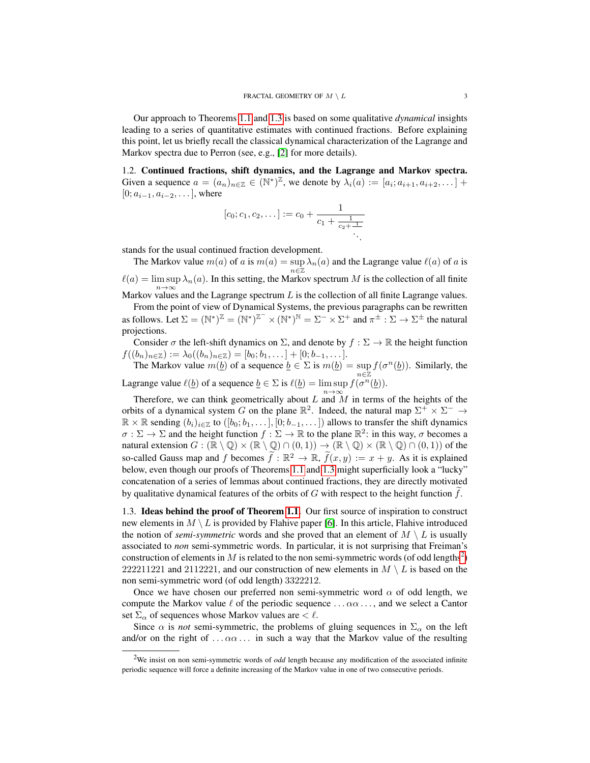Our approach to Theorems 1.1 and 1.3 is based on some qualitative *dynamical* insights leading to a series of quantitative estimates with continued fractions. Before explaining this point, let us briefly recall the classical dynamical characterization of the Lagrange and Markov spectra due to Perron (see, e.g., [2] for more details).

**1.2. Continued fractions, shift dynamics, and the Lagrange and Markov spectra.** Given a sequence $a = (a_n)_{n\in\mathbb{Z}} \in (\mathbb{N}^*)^{\mathbb{Z}}$, we denote by $\lambda_i(a) := [a_i; a_{i+1}, a_{i+2}, \dots] + [0; a_{i-1}, a_{i-2}, \dots]$, where

$$[c_0; c_1, c_2, \dots] := c_0 + \cfrac{1}{c_1 + \cfrac{1}{c_2 + \cfrac{1}{\ddots}}}$$

stands for the usual continued fraction development.

The Markov value $m(a)$ of $a$ is $m(a) = \sup\limits_{n\in\mathbb{Z}} \lambda_n(a)$ and the Lagrange value $\ell(a)$ of $a$ is $\ell(a) = \limsup\limits_{n\to\infty} \lambda_n(a)$. In this setting, the Markov spectrum $M$ is the collection of all finite Markov values and the Lagrange spectrum $L$ is the collection of all finite Lagrange values.

From the point of view of Dynamical Systems, the previous paragraphs can be rewritten as follows. Let $\Sigma = (\mathbb{N}^*)^{\mathbb{Z}} = (\mathbb{N}^*)^{\mathbb{Z}^-} \times (\mathbb{N}^*)^{\mathbb{N}} = \Sigma^- \times \Sigma^+$ and $\pi^\pm : \Sigma \to \Sigma^\pm$ the natural projections.

Consider $\sigma$ the left-shift dynamics on $\Sigma$, and denote by $f : \Sigma \to \mathbb{R}$ the height function $f((b_n)_{n\in\mathbb{Z}}) := \lambda_0((b_n)_{n\in\mathbb{Z}}) = [b_0; b_1, \dots] + [0; b_{-1}, \dots]$.

The Markov value $m(\underline{b})$ of a sequence $\underline{b} \in \Sigma$ is $m(\underline{b}) = \sup\limits_{n\in\mathbb{Z}} f(\sigma^n(\underline{b}))$. Similarly, the Lagrange value $\ell(\underline{b})$ of a sequence $\underline{b} \in \Sigma$ is $\ell(\underline{b}) = \limsup\limits_{n\to\infty} f(\sigma^n(\underline{b}))$.

Therefore, we can think geometrically about $L$ and $M$ in terms of the heights of the orbits of a dynamical system $G$ on the plane $\mathbb{R}^2$. Indeed, the natural map $\Sigma^+ \times \Sigma^- \to \mathbb{R} \times \mathbb{R}$ sending $(b_i)_{i\in\mathbb{Z}}$ to $([b_0; b_1, \dots], [0; b_{-1}, \dots])$ allows to transfer the shift dynamics $\sigma : \Sigma \to \Sigma$ and the height function $f : \Sigma \to \mathbb{R}$ to the plane $\mathbb{R}^2$: in this way, $\sigma$ becomes a natural extension $G : (\mathbb{R}\setminus\mathbb{Q}) \times (\mathbb{R}\setminus\mathbb{Q}) \cap (0,1)) \to (\mathbb{R}\setminus\mathbb{Q}) \times (\mathbb{R}\setminus\mathbb{Q}) \cap (0,1))$ of the so-called Gauss map and $f$ becomes $\widetilde{f} : \mathbb{R}^2 \to \mathbb{R}$, $\widetilde{f}(x,y) := x + y$. As it is explained below, even though our proofs of Theorems 1.1 and 1.3 might superficially look a "lucky" concatenation of a series of lemmas about continued fractions, they are directly motivated by qualitative dynamical features of the orbits of $G$ with respect to the height function $\widetilde{f}$.

**1.3. Ideas behind the proof of Theorem 1.1.** Our first source of inspiration to construct new elements in $M \setminus L$ is provided by Flahive paper [6]. In this article, Flahive introduced the notion of *semi-symmetric* words and she proved that an element of $M \setminus L$ is usually associated to *non* semi-symmetric words. In particular, it is not surprising that Freiman's construction of elements in $M$ is related to the non semi-symmetric words (of odd lengths[2]) 222211221 and 2112221, and our construction of new elements in $M \setminus L$ is based on the non semi-symmetric word (of odd length) 3322212.

Once we have chosen our preferred non semi-symmetric word $\alpha$ of odd length, we compute the Markov value $\ell$ of the periodic sequence $\dots\alpha\alpha\dots$, and we select a Cantor set $\Sigma_\alpha$ of sequences whose Markov values are $< \ell$.

Since $\alpha$ is *not* semi-symmetric, the problems of gluing sequences in $\Sigma_\alpha$ on the left and/or on the right of $\dots\alpha\alpha\dots$ in such a way that the Markov value of the resulting

[2] We insist on non semi-symmetric words of *odd* length because any modification of the associated infinite periodic sequence will force a definite increasing of the Markov value in one of two consecutive periods.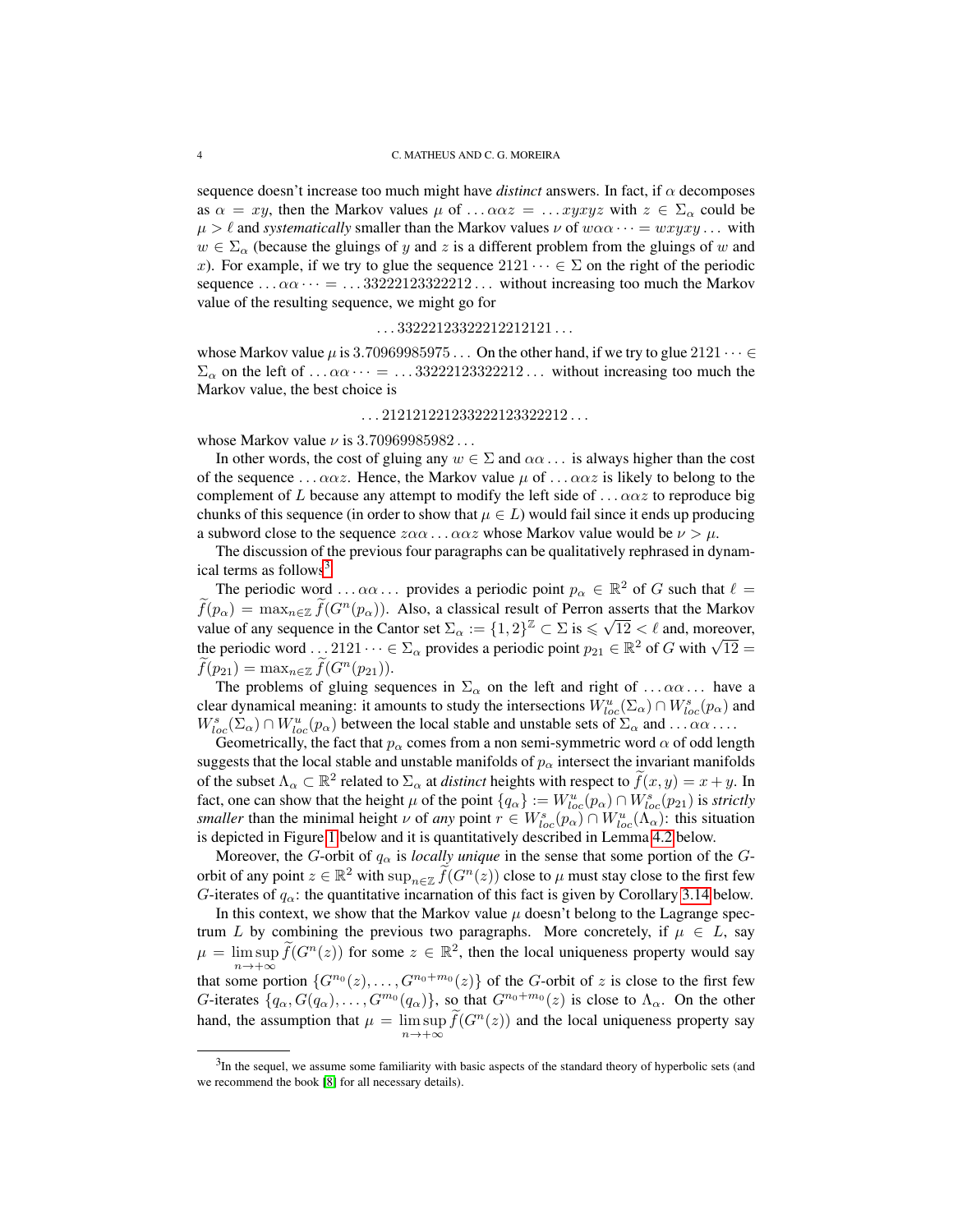sequence doesn't increase too much might have *distinct* answers. In fact, if $\alpha$ decomposes as $\alpha = xy$, then the Markov values $\mu$ of $\dots\alpha\alpha z = \dots xyxyz$ with $z \in \Sigma_\alpha$ could be $\mu > \ell$ and *systematically* smaller than the Markov values $\nu$ of $w\alpha\alpha\dots = wxyxy\dots$ with $w \in \Sigma_\alpha$ (because the gluings of $y$ and $z$ is a different problem from the gluings of $w$ and $x$). For example, if we try to glue the sequence $2121\dots \in \Sigma$ on the right of the periodic sequence $\dots\alpha\alpha\dots = \dots 33222123322212\dots$ without increasing too much the Markov value of the resulting sequence, we might go for

$$\dots 33222123322212212121\dots$$

whose Markov value $\mu$ is $3.70969985975\dots$ On the other hand, if we try to glue $2121\dots \in \Sigma_\alpha$ on the left of $\dots\alpha\alpha\dots = \dots 33222123322212\dots$ without increasing too much the Markov value, the best choice is

$$\dots 2121212212332221233222 12\dots$$

whose Markov value $\nu$ is $3.70969985982\dots$

In other words, the cost of gluing any $w \in \Sigma$ and $\alpha\alpha\dots$ is always higher than the cost of the sequence $\dots\alpha\alpha z$. Hence, the Markov value $\mu$ of $\dots\alpha\alpha z$ is likely to belong to the complement of $L$ because any attempt to modify the left side of $\dots\alpha\alpha z$ to reproduce big chunks of this sequence (in order to show that $\mu \in L$) would fail since it ends up producing a subword close to the sequence $z\alpha\alpha\dots\alpha\alpha z$ whose Markov value would be $\nu > \mu$.

The discussion of the previous four paragraphs can be qualitatively rephrased in dynamical terms as follows[3].

The periodic word $\dots\alpha\alpha\dots$ provides a periodic point $p_\alpha \in \mathbb{R}^2$ of $G$ such that $\ell = \widetilde{f}(p_\alpha) = \max_{n\in\mathbb{Z}} \widetilde{f}(G^n(p_\alpha))$. Also, a classical result of Perron asserts that the Markov value of any sequence in the Cantor set $\Sigma_\alpha := \{1,2\}^{\mathbb{Z}} \subset \Sigma$ is $\leqslant \sqrt{12} < \ell$ and, moreover, the periodic word $\dots 2121\dots \in \Sigma_\alpha$ provides a periodic point $p_{21} \in \mathbb{R}^2$ of $G$ with $\sqrt{12} = \widetilde{f}(p_{21}) = \max_{n\in\mathbb{Z}} \widetilde{f}(G^n(p_{21}))$.

The problems of gluing sequences in $\Sigma_\alpha$ on the left and right of $\dots\alpha\alpha\dots$ have a clear dynamical meaning: it amounts to study the intersections $W^u_{loc}(\Sigma_\alpha) \cap W^s_{loc}(p_\alpha)$ and $W^s_{loc}(\Sigma_\alpha) \cap W^u_{loc}(p_\alpha)$ between the local stable and unstable sets of $\Sigma_\alpha$ and $\dots\alpha\alpha\dots$.

Geometrically, the fact that $p_\alpha$ comes from a non semi-symmetric word $\alpha$ of odd length suggests that the local stable and unstable manifolds of $p_\alpha$ intersect the invariant manifolds of the subset $\Lambda_\alpha \subset \mathbb{R}^2$ related to $\Sigma_\alpha$ at *distinct* heights with respect to $\widetilde{f}(x,y) = x + y$. In fact, one can show that the height $\mu$ of the point $\{q_\alpha\} := W^u_{loc}(p_\alpha) \cap W^s_{loc}(p_{21})$ is *strictly smaller* than the minimal height $\nu$ of *any* point $r \in W^s_{loc}(p_\alpha) \cap W^u_{loc}(\Lambda_\alpha)$: this situation is depicted in Figure 1 below and it is quantitatively described in Lemma 4.2 below.

Moreover, the $G$-orbit of $q_\alpha$ is *locally unique* in the sense that some portion of the $G$-orbit of any point $z \in \mathbb{R}^2$ with $\sup_{n\in\mathbb{Z}} \widetilde{f}(G^n(z))$ close to $\mu$ must stay close to the first few $G$-iterates of $q_\alpha$: the quantitative incarnation of this fact is given by Corollary 3.14 below.

In this context, we show that the Markov value $\mu$ doesn't belong to the Lagrange spectrum $L$ by combining the previous two paragraphs. More concretely, if $\mu \in L$, say $\mu = \limsup_{n\to+\infty} \widetilde{f}(G^n(z))$ for some $z \in \mathbb{R}^2$, then the local uniqueness property would say that some portion $\{G^{n_0}(z), \dots, G^{n_0+m_0}(z)\}$ of the $G$-orbit of $z$ is close to the first few $G$-iterates $\{q_\alpha, G(q_\alpha), \dots, G^{m_0}(q_\alpha)\}$, so that $G^{n_0+m_0}(z)$ is close to $\Lambda_\alpha$. On the other hand, the assumption that $\mu = \limsup_{n\to+\infty} \widetilde{f}(G^n(z))$ and the local uniqueness property say

[3] In the sequel, we assume some familiarity with basic aspects of the standard theory of hyperbolic sets (and we recommend the book [8] for all necessary details).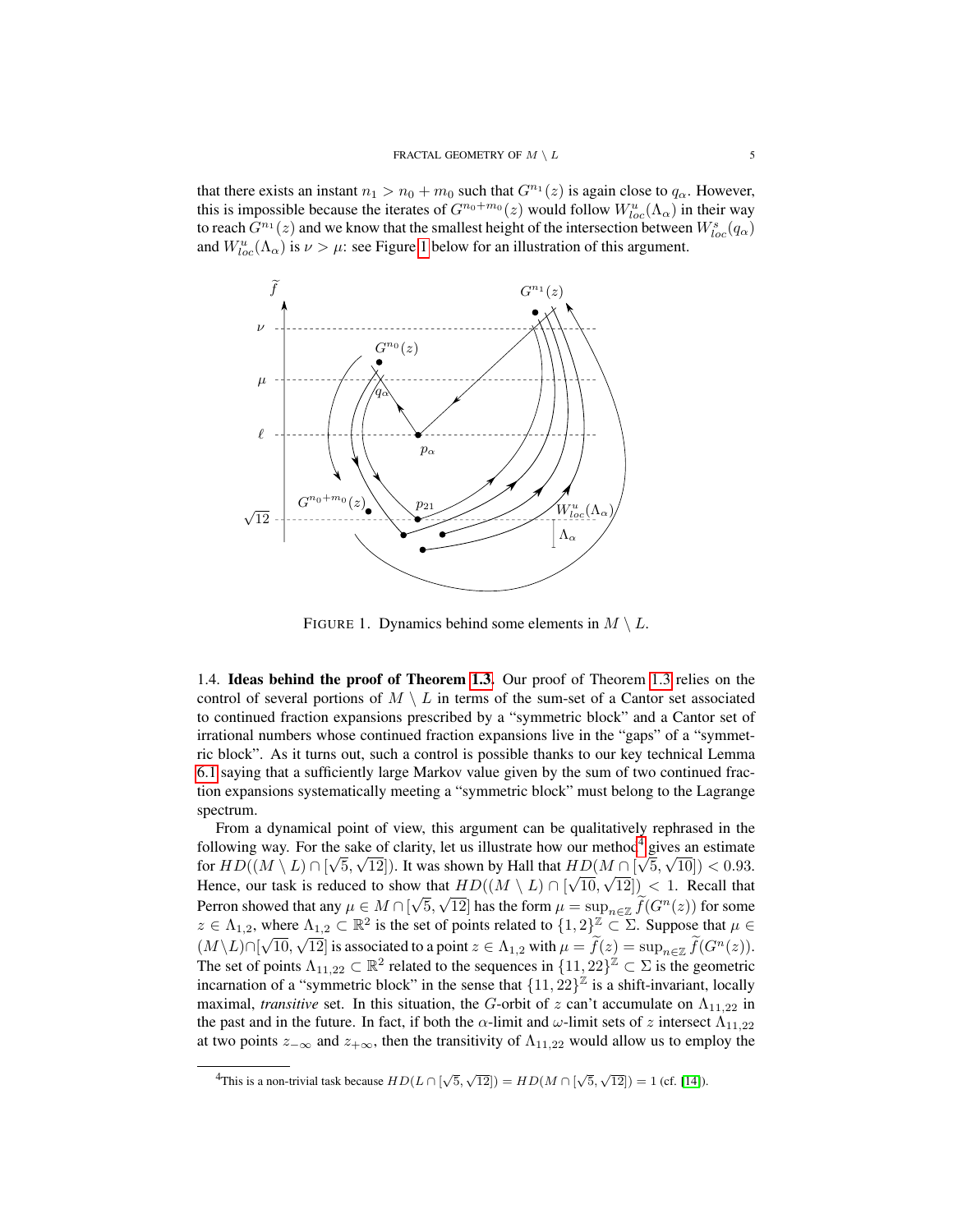that there exists an instant $n_1 > n_0 + m_0$ such that $G^{n_1}(z)$ is again close to $q_\alpha$. However, this is impossible because the iterates of $G^{n_0+m_0}(z)$ would follow $W^u_{loc}(\Lambda_\alpha)$ in their way to reach $G^{n_1}(z)$ and we know that the smallest height of the intersection between $W^s_{loc}(q_\alpha)$ and $W^u_{loc}(\Lambda_\alpha)$ is $\nu > \mu$: see Figure 1 below for an illustration of this argument.

FIGURE 1. Dynamics behind some elements in $M \setminus L$.

### 1.4. Ideas behind the proof of Theorem 1.3.

Our proof of Theorem 1.3 relies on the control of several portions of $M \setminus L$ in terms of the sum-set of a Cantor set associated to continued fraction expansions prescribed by a "symmetric block" and a Cantor set of irrational numbers whose continued fraction expansions live in the "gaps" of a "symmetric block". As it turns out, such a control is possible thanks to our key technical Lemma 6.1 saying that a sufficiently large Markov value given by the sum of two continued fraction expansions systematically meeting a "symmetric block" must belong to the Lagrange spectrum.

From a dynamical point of view, this argument can be qualitatively rephrased in the following way. For the sake of clarity, let us illustrate how our method[4] gives an estimate for $HD((M \setminus L) \cap [\sqrt{5}, \sqrt{12}])$. It was shown by Hall that $HD(M \cap [\sqrt{5}, \sqrt{10}]) < 0.93$. Hence, our task is reduced to show that $HD((M \setminus L) \cap [\sqrt{10}, \sqrt{12}]) < 1$. Recall that Perron showed that any $\mu \in M \cap [\sqrt{5}, \sqrt{12}]$ has the form $\mu = \sup_{n \in \mathbb{Z}} \widetilde{f}(G^n(z))$ for some $z \in \Lambda_{1,2}$, where $\Lambda_{1,2} \subset \mathbb{R}^2$ is the set of points related to $\{1,2\}^{\mathbb{Z}} \subset \Sigma$. Suppose that $\mu \in (M \setminus L) \cap [\sqrt{10}, \sqrt{12}]$ is associated to a point $z \in \Lambda_{1,2}$ with $\mu = \widetilde{f}(z) = \sup_{n \in \mathbb{Z}} \widetilde{f}(G^n(z))$. The set of points $\Lambda_{11,22} \subset \mathbb{R}^2$ related to the sequences in $\{11, 22\}^{\mathbb{Z}} \subset \Sigma$ is the geometric incarnation of a "symmetric block" in the sense that $\{11, 22\}^{\mathbb{Z}}$ is a shift-invariant, locally maximal, *transitive* set. In this situation, the $G$-orbit of $z$ can't accumulate on $\Lambda_{11,22}$ in the past and in the future. In fact, if both the $\alpha$-limit and $\omega$-limit sets of $z$ intersect $\Lambda_{11,22}$ at two points $z_{-\infty}$ and $z_{+\infty}$, then the transitivity of $\Lambda_{11,22}$ would allow us to employ the

[4]This is a non-trivial task because $HD(L \cap [\sqrt{5}, \sqrt{12}]) = HD(M \cap [\sqrt{5}, \sqrt{12}]) = 1$ (cf. [14]).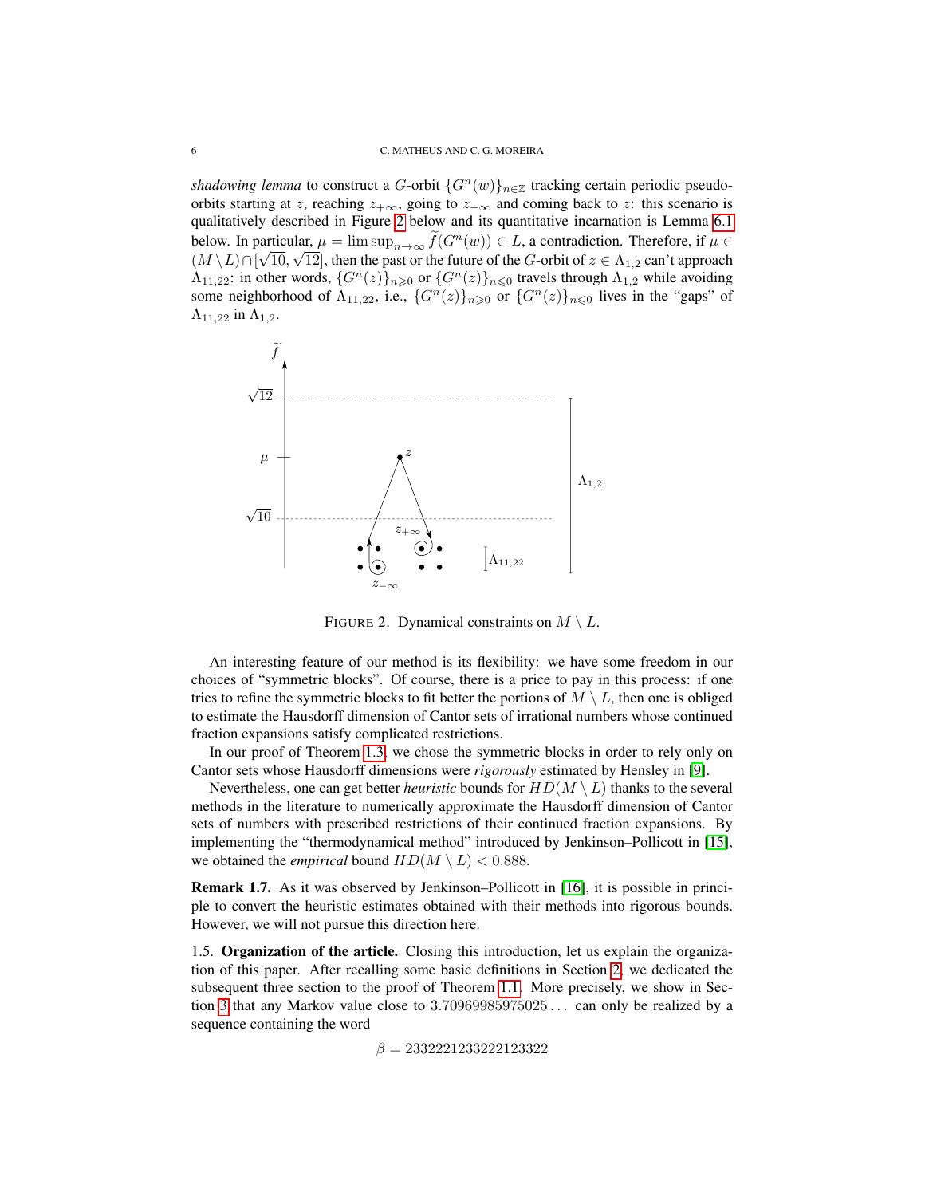*shadowing lemma* to construct a $G$-orbit $\{G^n(w)\}_{n\in\mathbb{Z}}$ tracking certain periodic pseudo-orbits starting at $z$, reaching $z_{+\infty}$, going to $z_{-\infty}$ and coming back to $z$: this scenario is qualitatively described in Figure 2 below and its quantitative incarnation is Lemma 6.1 below. In particular, $\mu = \limsup_{n\to\infty} \widetilde{f}(G^n(w)) \in L$, a contradiction. Therefore, if $\mu \in (M\setminus L)\cap[\sqrt{10},\sqrt{12}]$, then the past or the future of the $G$-orbit of $z \in \Lambda_{1,2}$ can't approach $\Lambda_{11,22}$: in other words, $\{G^n(z)\}_{n\geqslant 0}$ or $\{G^n(z)\}_{n\leqslant 0}$ travels through $\Lambda_{1,2}$ while avoiding some neighborhood of $\Lambda_{11,22}$, i.e., $\{G^n(z)\}_{n\geqslant 0}$ or $\{G^n(z)\}_{n\leqslant 0}$ lives in the "gaps" of $\Lambda_{11,22}$ in $\Lambda_{1,2}$.

FIGURE 2. Dynamical constraints on $M \setminus L$.

An interesting feature of our method is its flexibility: we have some freedom in our choices of "symmetric blocks". Of course, there is a price to pay in this process: if one tries to refine the symmetric blocks to fit better the portions of $M \setminus L$, then one is obliged to estimate the Hausdorff dimension of Cantor sets of irrational numbers whose continued fraction expansions satisfy complicated restrictions.

In our proof of Theorem 1.3, we chose the symmetric blocks in order to rely only on Cantor sets whose Hausdorff dimensions were *rigorously* estimated by Hensley in [9].

Nevertheless, one can get better *heuristic* bounds for $HD(M \setminus L)$ thanks to the several methods in the literature to numerically approximate the Hausdorff dimension of Cantor sets of numbers with prescribed restrictions of their continued fraction expansions. By implementing the "thermodynamical method" introduced by Jenkinson–Pollicott in [15], we obtained the *empirical* bound $HD(M \setminus L) < 0.888$.

**Remark 1.7.** As it was observed by Jenkinson–Pollicott in [16], it is possible in principle to convert the heuristic estimates obtained with their methods into rigorous bounds. However, we will not pursue this direction here.

1.5. **Organization of the article.** Closing this introduction, let us explain the organization of this paper. After recalling some basic definitions in Section 2, we dedicated the subsequent three section to the proof of Theorem 1.1. More precisely, we show in Section 3 that any Markov value close to $3.70969985975025\ldots$ can only be realized by a sequence containing the word

$$\beta = 2332221233222123322$$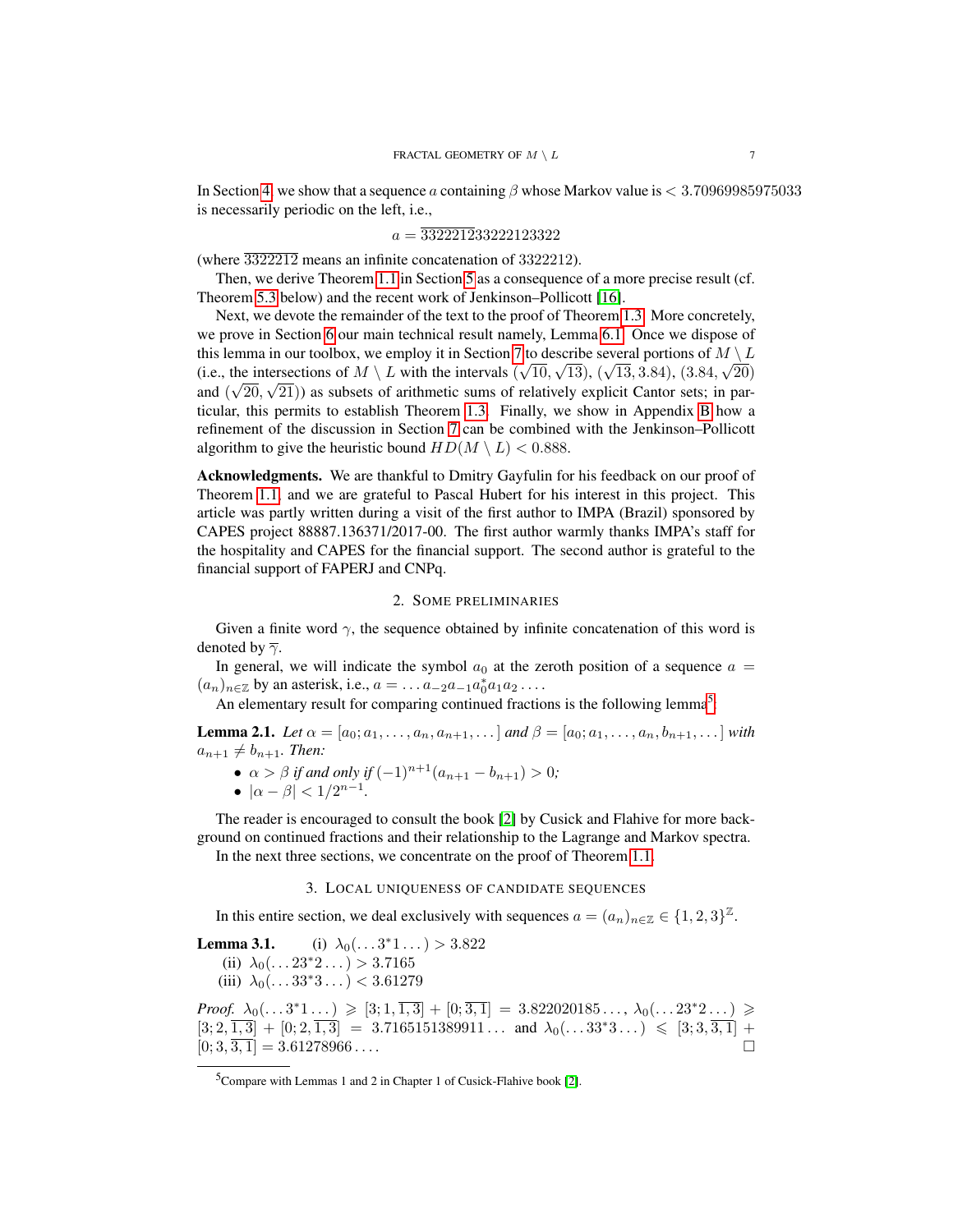In Section 4, we show that a sequence $a$ containing $\beta$ whose Markov value is $< 3.70969985975033$ is necessarily periodic on the left, i.e.,

$$a = \overline{3322212}33222123322$$

(where $\overline{3322212}$ means an infinite concatenation of 3322212).

Then, we derive Theorem 1.1 in Section 5 as a consequence of a more precise result (cf. Theorem 5.3 below) and the recent work of Jenkinson–Pollicott [16].

Next, we devote the remainder of the text to the proof of Theorem 1.3. More concretely, we prove in Section 6 our main technical result namely, Lemma 6.1. Once we dispose of this lemma in our toolbox, we employ it in Section 7 to describe several portions of $M \setminus L$ (i.e., the intersections of $M \setminus L$ with the intervals $(\sqrt{10}, \sqrt{13})$, $(\sqrt{13}, 3.84)$, $(3.84, \sqrt{20})$ and $(\sqrt{20}, \sqrt{21})$) as subsets of arithmetic sums of relatively explicit Cantor sets; in particular, this permits to establish Theorem 1.3. Finally, we show in Appendix B how a refinement of the discussion in Section 7 can be combined with the Jenkinson–Pollicott algorithm to give the heuristic bound $HD(M \setminus L) < 0.888$.

**Acknowledgments.** We are thankful to Dmitry Gayfulin for his feedback on our proof of Theorem 1.1, and we are grateful to Pascal Hubert for his interest in this project. This article was partly written during a visit of the first author to IMPA (Brazil) sponsored by CAPES project 88887.136371/2017-00. The first author warmly thanks IMPA's staff for the hospitality and CAPES for the financial support. The second author is grateful to the financial support of FAPERJ and CNPq.

## 2. Some preliminaries

Given a finite word $\gamma$, the sequence obtained by infinite concatenation of this word is denoted by $\overline{\gamma}$.

In general, we will indicate the symbol $a_0$ at the zeroth position of a sequence $a = (a_n)_{n\in\mathbb{Z}}$ by an asterisk, i.e., $a = \dots a_{-2}a_{-1}a_0^*a_1a_2\dots$.

An elementary result for comparing continued fractions is the following lemma[5].

**Lemma 2.1.** *Let* $\alpha = [a_0; a_1, \dots, a_n, a_{n+1}, \dots]$ *and* $\beta = [a_0; a_1, \dots, a_n, b_{n+1}, \dots]$ *with* $a_{n+1} \neq b_{n+1}$. *Then:*

- $\alpha > \beta$ *if and only if* $(-1)^{n+1}(a_{n+1} - b_{n+1}) > 0$;
- $|\alpha - \beta| < 1/2^{n-1}$.

The reader is encouraged to consult the book [2] by Cusick and Flahive for more background on continued fractions and their relationship to the Lagrange and Markov spectra.

In the next three sections, we concentrate on the proof of Theorem 1.1.

## 3. Local uniqueness of candidate sequences

In this entire section, we deal exclusively with sequences $a = (a_n)_{n\in\mathbb{Z}} \in \{1, 2, 3\}^{\mathbb{Z}}$.

**Lemma 3.1.**
(i) $\lambda_0(\dots 3^*1\dots) > 3.822$
(ii) $\lambda_0(\dots 23^*2\dots) > 3.7165$
(iii) $\lambda_0(\dots 33^*3\dots) < 3.61279$

*Proof.* $\lambda_0(\dots 3^*1\dots) \geqslant [3; 1, \overline{1, 3}] + [0; \overline{3, 1}] = 3.822020185\dots$, $\lambda_0(\dots 23^*2\dots) \geqslant [3; 2, \overline{1, 3}] + [0; 2, \overline{1, 3}] = 3.7165151389911\dots$ and $\lambda_0(\dots 33^*3\dots) \leqslant [3; 3, \overline{3, 1}] + [0; 3, \overline{3, 1}] = 3.61278966\dots$. □

[5] Compare with Lemmas 1 and 2 in Chapter 1 of Cusick-Flahive book [2].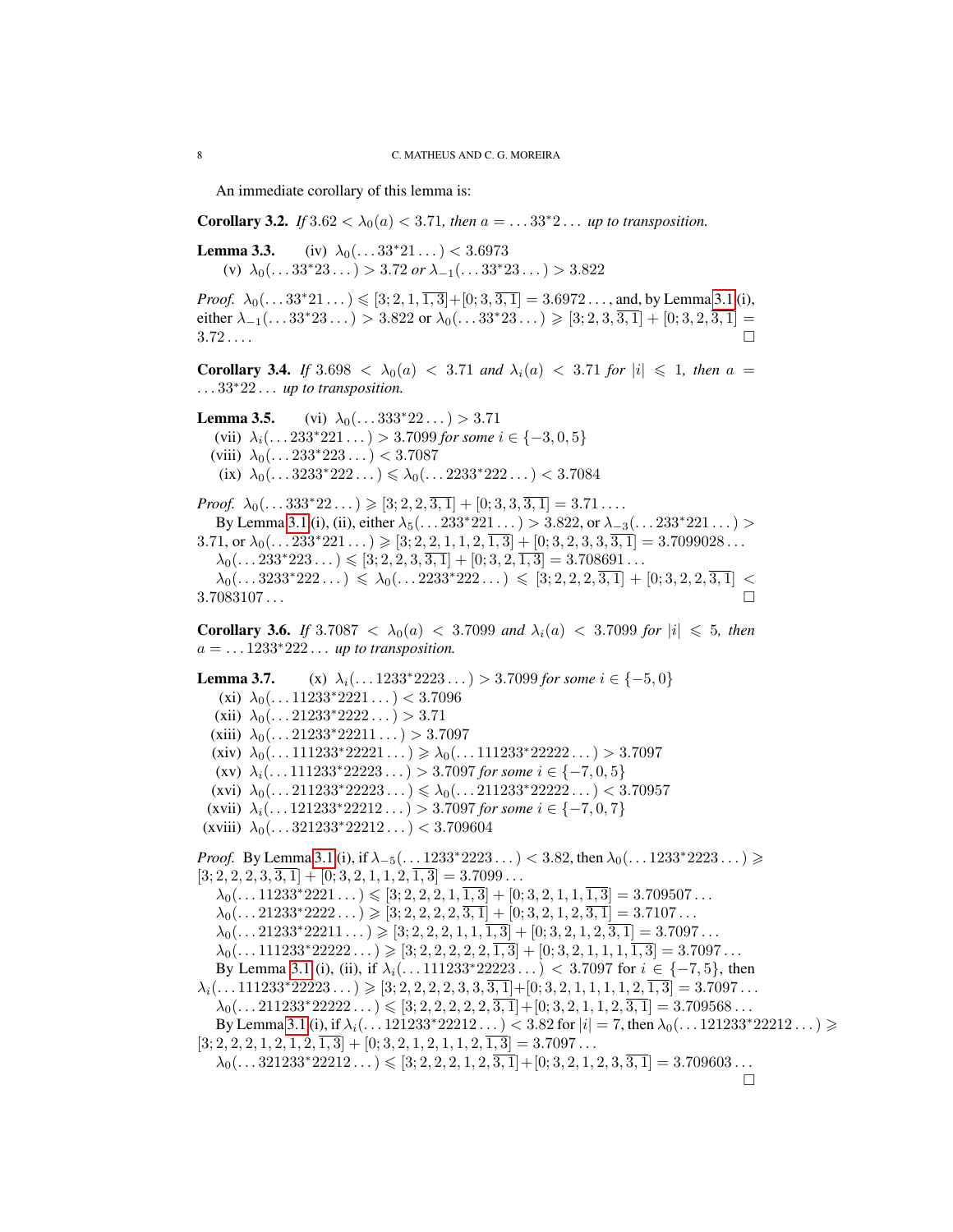An immediate corollary of this lemma is:

**Corollary 3.2.** *If* $3.62 < \lambda_0(a) < 3.71$*, then* $a = \dots 33^*2\dots$ *up to transposition.*

**Lemma 3.3.** (iv) $\lambda_0(\dots 33^*21\dots) < 3.6973$
(v) $\lambda_0(\dots 33^*23\dots) > 3.72$ *or* $\lambda_{-1}(\dots 33^*23\dots) > 3.822$

*Proof.* $\lambda_0(\dots 33^*21\dots) \leqslant [3;2,1,\overline{1,3}]+[0;3,\overline{3,1}] = 3.6972\dots$, and, by Lemma 3.1 (i), either $\lambda_{-1}(\dots 33^*23\dots) > 3.822$ or $\lambda_0(\dots 33^*23\dots) \geqslant [3;2,3,\overline{3,1}] + [0;3,2,\overline{3,1}] = 3.72\dots$. □

**Corollary 3.4.** *If* $3.698 < \lambda_0(a) < 3.71$ *and* $\lambda_i(a) < 3.71$ *for* $|i| \leqslant 1$*, then* $a = \dots 33^*22\dots$ *up to transposition.*

**Lemma 3.5.** (vi) $\lambda_0(\dots 333^*22\dots) > 3.71$
(vii) $\lambda_i(\dots 233^*221\dots) > 3.7099$ *for some* $i \in \{-3,0,5\}$
(viii) $\lambda_0(\dots 233^*223\dots) < 3.7087$
(ix) $\lambda_0(\dots 3233^*222\dots) \leqslant \lambda_0(\dots 2233^*222\dots) < 3.7084$

*Proof.* $\lambda_0(\dots 333^*22\dots) \geqslant [3;2,2,\overline{3,1}] + [0;3,3,\overline{3,1}] = 3.71\dots$.

By Lemma 3.1 (i), (ii), either $\lambda_5(\dots 233^*221\dots) > 3.822$, or $\lambda_{-3}(\dots 233^*221\dots) > 3.71$, or $\lambda_0(\dots 233^*221\dots) \geqslant [3;2,2,1,1,2,\overline{1,3}] + [0;3,2,3,3,\overline{3,1}] = 3.7099028\dots$

$\lambda_0(\dots 233^*223\dots) \leqslant [3;2,2,3,\overline{3,1}] + [0;3,2,\overline{1,3}] = 3.708691\dots$

$\lambda_0(\dots 3233^*222\dots) \leqslant \lambda_0(\dots 2233^*222\dots) \leqslant [3;2,2,2,\overline{3,1}] + [0;3,2,2,\overline{3,1}] < 3.7083107\dots$ □

**Corollary 3.6.** *If* $3.7087 < \lambda_0(a) < 3.7099$ *and* $\lambda_i(a) < 3.7099$ *for* $|i| \leqslant 5$*, then* $a = \dots 1233^*222\dots$ *up to transposition.*

**Lemma 3.7.** (x) $\lambda_i(\dots 1233^*2223\dots) > 3.7099$ *for some* $i \in \{-5,0\}$
(xi) $\lambda_0(\dots 11233^*2221\dots) < 3.7096$
(xii) $\lambda_0(\dots 21233^*2222\dots) > 3.71$
(xiii) $\lambda_0(\dots 21233^*22211\dots) > 3.7097$
(xiv) $\lambda_0(\dots 111233^*22221\dots) \geqslant \lambda_0(\dots 111233^*22222\dots) > 3.7097$
(xv) $\lambda_i(\dots 111233^*22223\dots) > 3.7097$ *for some* $i \in \{-7,0,5\}$
(xvi) $\lambda_0(\dots 211233^*22223\dots) \leqslant \lambda_0(\dots 211233^*22222\dots) < 3.70957$
(xvii) $\lambda_i(\dots 121233^*22212\dots) > 3.7097$ *for some* $i \in \{-7,0,7\}$
(xviii) $\lambda_0(\dots 321233^*22212\dots) < 3.709604$

*Proof.* By Lemma 3.1 (i), if $\lambda_{-5}(\dots 1233^*2223\dots) < 3.82$, then $\lambda_0(\dots 1233^*2223\dots) \geqslant [3;2,2,2,3,\overline{3,1}] + [0;3,2,1,1,2,\overline{1,3}] = 3.7099\dots$

$\lambda_0(\dots 11233^*2221\dots) \leqslant [3;2,2,2,1,\overline{1,3}] + [0;3,2,1,1,\overline{1,3}] = 3.709507\dots$

$\lambda_0(\dots 21233^*2222\dots) \geqslant [3;2,2,2,2,\overline{3,1}] + [0;3,2,1,2,\overline{3,1}] = 3.7107\dots$

$\lambda_0(\dots 21233^*22211\dots) \geqslant [3;2,2,2,1,1,\overline{1,3}] + [0;3,2,1,2,\overline{3,1}] = 3.7097\dots$

$\lambda_0(\dots 111233^*22222\dots) \geqslant [3;2,2,2,2,2,\overline{1,3}] + [0;3,2,1,1,1,\overline{1,3}] = 3.7097\dots$

By Lemma 3.1 (i), (ii), if $\lambda_i(\dots 111233^*22223\dots) < 3.7097$ for $i \in \{-7,5\}$, then $\lambda_i(\dots 111233^*22223\dots) \geqslant [3;2,2,2,2,3,3,\overline{3,1}]+[0;3,2,1,1,1,1,2,\overline{1,3}] = 3.7097\dots$

$\lambda_0(\dots 211233^*22222\dots) \leqslant [3;2,2,2,2,2,\overline{3,1}]+[0;3,2,1,1,2,\overline{3,1}] = 3.709568\dots$

By Lemma 3.1 (i), if $\lambda_i(\dots 121233^*22212\dots) < 3.82$ for $|i| = 7$, then $\lambda_0(\dots 121233^*22212\dots) \geqslant [3;2,2,2,1,2,1,2,\overline{1,3}] + [0;3,2,1,2,1,1,2,\overline{1,3}] = 3.7097\dots$

$\lambda_0(\dots 321233^*22212\dots) \leqslant [3;2,2,2,1,2,\overline{3,1}]+[0;3,2,1,2,3,\overline{3,1}] = 3.709603\dots$ □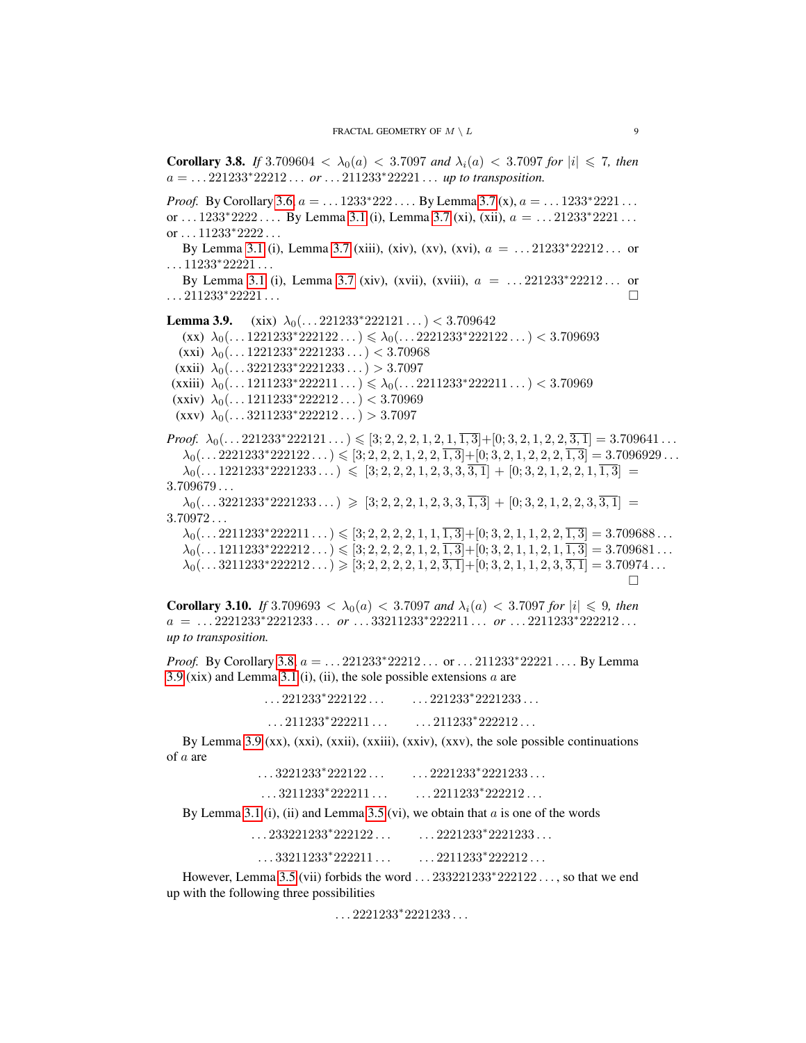**Corollary 3.8.** *If* $3.709604 < \lambda_0(a) < 3.7097$ *and* $\lambda_i(a) < 3.7097$ *for* $|i| \leqslant 7$*, then* $a = \dots 221233^*22212\dots$ *or* $\dots 211233^*22221\dots$ *up to transposition.*

*Proof.* By Corollary 3.6, $a = \dots 1233^*222\dots$. By Lemma 3.7 (x), $a = \dots 1233^*2221\dots$ or $\dots 1233^*2222\dots$. By Lemma 3.1 (i), Lemma 3.7 (xi), (xii), $a = \dots 21233^*2221\dots$ or $\dots 11233^*2222\dots$

By Lemma 3.1 (i), Lemma 3.7 (xiii), (xiv), (xv), (xvi), $a = \dots 21233^*22212\dots$ or $\dots 11233^*22221\dots$

By Lemma 3.1 (i), Lemma 3.7 (xiv), (xvii), (xviii), $a = \dots 221233^*22212\dots$ or $\dots 211233^*22221\dots$ $\square$

**Lemma 3.9.**
(xix) $\lambda_0(\dots 221233^*222121\dots) < 3.709642$
(xx) $\lambda_0(\dots 1221233^*222122\dots) \leqslant \lambda_0(\dots 2221233^*222122\dots) < 3.709693$
(xxi) $\lambda_0(\dots 1221233^*2221233\dots) < 3.70968$
(xxii) $\lambda_0(\dots 3221233^*2221233\dots) > 3.7097$
(xxiii) $\lambda_0(\dots 1211233^*222211\dots) \leqslant \lambda_0(\dots 2211233^*222211\dots) < 3.70969$
(xxiv) $\lambda_0(\dots 1211233^*222212\dots) < 3.70969$
(xxv) $\lambda_0(\dots 3211233^*222212\dots) > 3.7097$

*Proof.* $\lambda_0(\dots 221233^*222121\dots) \leqslant [3;2,2,2,1,2,1,\overline{1,3}]+[0;3,2,1,2,2,\overline{3,1}] = 3.709641\dots$

$\lambda_0(\dots 2221233^*222122\dots) \leqslant [3;2,2,2,1,2,2,\overline{1,3}]+[0;3,2,1,2,2,2,\overline{1,3}] = 3.7096929\dots$

$\lambda_0(\dots 1221233^*2221233\dots) \leqslant [3;2,2,2,1,2,3,3,\overline{3,1}] + [0;3,2,1,2,2,1,\overline{1,3}] = 3.709679\dots$

$\lambda_0(\dots 3221233^*2221233\dots) \geqslant [3;2,2,2,1,2,3,3,\overline{1,3}] + [0;3,2,1,2,2,3,\overline{3,1}] = 3.70972\dots$

$\lambda_0(\dots 2211233^*222211\dots) \leqslant [3;2,2,2,2,1,1,\overline{1,3}]+[0;3,2,1,1,2,2,\overline{1,3}] = 3.709688\dots$

$\lambda_0(\dots 1211233^*222212\dots) \leqslant [3;2,2,2,2,1,2,\overline{1,3}]+[0;3,2,1,1,2,1,\overline{1,3}] = 3.709681\dots$

$\lambda_0(\dots 3211233^*222212\dots) \geqslant [3;2,2,2,2,1,2,\overline{3,1}]+[0;3,2,1,1,2,3,\overline{3,1}] = 3.70974\dots$ $\square$

**Corollary 3.10.** *If* $3.709693 < \lambda_0(a) < 3.7097$ *and* $\lambda_i(a) < 3.7097$ *for* $|i| \leqslant 9$*, then* $a = \dots 2221233^*2221233\dots$ *or* $\dots 33211233^*222211\dots$ *or* $\dots 2211233^*222212\dots$ *up to transposition.*

*Proof.* By Corollary 3.8, $a = \dots 221233^*22212\dots$ or $\dots 211233^*22221\dots$. By Lemma 3.9 (xix) and Lemma 3.1 (i), (ii), the sole possible extensions $a$ are

$$\dots 221233^*222122\dots \qquad \dots 221233^*2221233\dots$$
$$\dots 211233^*222211\dots \qquad \dots 211233^*222212\dots$$

By Lemma 3.9 (xx), (xxi), (xxii), (xxiii), (xxiv), (xxv), the sole possible continuations of $a$ are

$$\dots 3221233^*222122\dots \qquad \dots 2221233^*2221233\dots$$
$$\dots 3211233^*222211\dots \qquad \dots 2211233^*222212\dots$$

By Lemma 3.1 (i), (ii) and Lemma 3.5 (vi), we obtain that $a$ is one of the words

$$\dots 233221233^*222122\dots \qquad \dots 2221233^*2221233\dots$$
$$\dots 33211233^*222211\dots \qquad \dots 2211233^*222212\dots$$

However, Lemma 3.5 (vii) forbids the word $\dots 233221233^*222122\dots$, so that we end up with the following three possibilities

$$\dots 2221233^*2221233\dots$$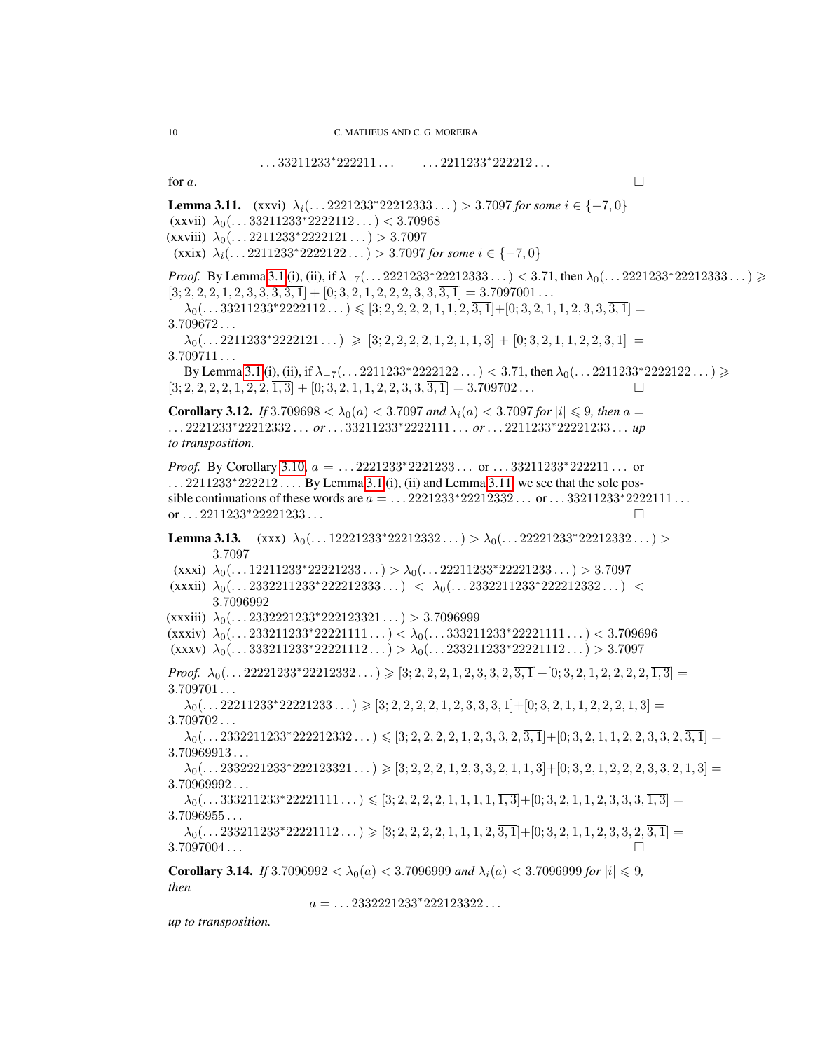$$\dots 33211233^*222211\dots \qquad \dots 2211233^*222212\dots$$

for $a$. $\square$

**Lemma 3.11.** (xxvi) $\lambda_i(\dots 2221233^*22212333\dots) > 3.7097$ *for some* $i \in \{-7, 0\}$
(xxvii) $\lambda_0(\dots 33211233^*2222112\dots) < 3.70968$
(xxviii) $\lambda_0(\dots 2211233^*2222121\dots) > 3.7097$
(xxix) $\lambda_i(\dots 2211233^*2222122\dots) > 3.7097$ *for some* $i \in \{-7, 0\}$

*Proof.* By Lemma 3.1 (i), (ii), if $\lambda_{-7}(\dots 2221233^*22212333\dots) < 3.71$, then $\lambda_0(\dots 2221233^*22212333\dots) \geqslant [3; 2, 2, 2, 1, 2, 3, 3, 3, \overline{3, 1}] + [0; 3, 2, 1, 2, 2, 2, 3, 3, \overline{3, 1}] = 3.7097001\dots$

$\lambda_0(\dots 33211233^*2222112\dots) \leqslant [3; 2, 2, 2, 2, 1, 1, 2, \overline{3, 1}] + [0; 3, 2, 1, 1, 2, 3, 3, \overline{3, 1}] = 3.709672\dots$

$\lambda_0(\dots 2211233^*2222121\dots) \geqslant [3; 2, 2, 2, 2, 1, 2, 1, \overline{1, 3}] + [0; 3, 2, 1, 1, 2, 2, \overline{3, 1}] = 3.709711\dots$

By Lemma 3.1 (i), (ii), if $\lambda_{-7}(\dots 2211233^*2222122\dots) < 3.71$, then $\lambda_0(\dots 2211233^*2222122\dots) \geqslant [3; 2, 2, 2, 2, 1, 2, 2, \overline{1, 3}] + [0; 3, 2, 1, 1, 2, 2, 3, 3, \overline{3, 1}] = 3.709702\dots$ $\square$

**Corollary 3.12.** *If* $3.709698 < \lambda_0(a) < 3.7097$ *and* $\lambda_i(a) < 3.7097$ *for* $|i| \leqslant 9$, *then* $a = \dots 2221233^*22212332\dots$ *or* $\dots 33211233^*2222111\dots$ *or* $\dots 2211233^*22221233\dots$ *up to transposition.*

*Proof.* By Corollary 3.10, $a = \dots 2221233^*2221233\dots$ or $\dots 33211233^*222211\dots$ or $\dots 2211233^*222212\dots$. By Lemma 3.1 (i), (ii) and Lemma 3.11, we see that the sole possible continuations of these words are $a = \dots 2221233^*22212332\dots$ or $\dots 33211233^*2222111\dots$ or $\dots 2211233^*22221233\dots$ $\square$

**Lemma 3.13.** (xxx) $\lambda_0(\dots 12221233^*22212332\dots) > \lambda_0(\dots 22221233^*22212332\dots) > 3.7097$
(xxxi) $\lambda_0(\dots 12211233^*22221233\dots) > \lambda_0(\dots 22211233^*22221233\dots) > 3.7097$
(xxxii) $\lambda_0(\dots 2332211233^*222212333\dots) < \lambda_0(\dots 2332211233^*222212332\dots) < 3.7096992$
(xxxiii) $\lambda_0(\dots 2332221233^*222123321\dots) > 3.7096999$
(xxxiv) $\lambda_0(\dots 233211233^*22221111\dots) < \lambda_0(\dots 333211233^*22221111\dots) < 3.709696$
(xxxv) $\lambda_0(\dots 333211233^*22221112\dots) > \lambda_0(\dots 233211233^*22221112\dots) > 3.7097$

*Proof.* $\lambda_0(\dots 22221233^*22212332\dots) \geqslant [3; 2, 2, 2, 1, 2, 3, 3, 2, \overline{3, 1}] + [0; 3, 2, 1, 2, 2, 2, 2, \overline{1, 3}] = 3.709701\dots$

$\lambda_0(\dots 22211233^*22221233\dots) \geqslant [3; 2, 2, 2, 2, 1, 2, 3, 3, \overline{3, 1}] + [0; 3, 2, 1, 1, 2, 2, 2, \overline{1, 3}] = 3.709702\dots$

$\lambda_0(\dots 2332211233^*222212332\dots) \leqslant [3; 2, 2, 2, 2, 1, 2, 3, 3, 2, \overline{3, 1}] + [0; 3, 2, 1, 1, 2, 2, 3, 3, 2, \overline{3, 1}] = 3.70969913\dots$

$\lambda_0(\dots 2332221233^*222123321\dots) \geqslant [3; 2, 2, 2, 1, 2, 3, 3, 2, 1, \overline{1, 3}] + [0; 3, 2, 1, 2, 2, 2, 3, 3, 2, \overline{1, 3}] = 3.70969992\dots$

$\lambda_0(\dots 333211233^*22221111\dots) \leqslant [3; 2, 2, 2, 2, 1, 1, 1, 1, \overline{1, 3}] + [0; 3, 2, 1, 1, 2, 3, 3, 3, \overline{1, 3}] = 3.7096955\dots$

$\lambda_0(\dots 233211233^*22221112\dots) \geqslant [3; 2, 2, 2, 2, 1, 1, 1, 2, \overline{3, 1}] + [0; 3, 2, 1, 1, 2, 3, 3, 2, \overline{3, 1}] = 3.7097004\dots$ $\square$

**Corollary 3.14.** *If* $3.7096992 < \lambda_0(a) < 3.7096999$ *and* $\lambda_i(a) < 3.7096999$ *for* $|i| \leqslant 9$, *then*

$$a = \dots 2332221233^*222123322\dots$$

*up to transposition.*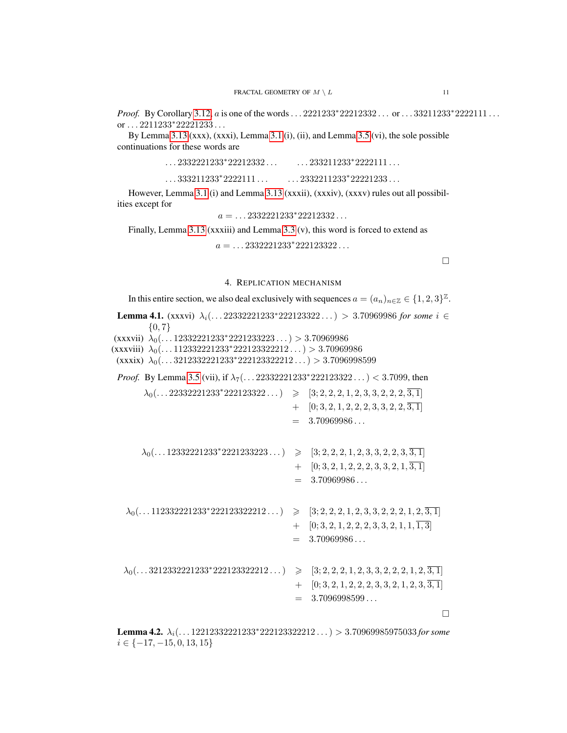*Proof.* By Corollary 3.12, $a$ is one of the words $\dots 2221233^*22212332\dots$ or $\dots 33211233^*2222111\dots$ or $\dots 2211233^*22221233\dots$

By Lemma 3.13 (xxx), (xxxi), Lemma 3.1 (i), (ii), and Lemma 3.5 (vi), the sole possible continuations for these words are

$$\dots 2332221233^*22212332\dots \qquad \dots 233211233^*2222111\dots$$

$$\dots 333211233^*2222111\dots \qquad \dots 2332211233^*22221233\dots$$

However, Lemma 3.1 (i) and Lemma 3.13 (xxxii), (xxxiv), (xxxv) rules out all possibilities except for

$$a = \dots 2332221233^*22212332\dots$$

Finally, Lemma 3.13 (xxxiii) and Lemma 3.3 (v), this word is forced to extend as

$$a = \dots 2332221233^*222123322\dots$$

□

## 4. Replication mechanism

In this entire section, we also deal exclusively with sequences $a = (a_n)_{n\in\mathbb{Z}} \in \{1,2,3\}^{\mathbb{Z}}$.

**Lemma 4.1.** (xxxvi) $\lambda_i(\dots 22332221233^*222123322\dots) > 3.70969986$ *for some* $i \in \{0, 7\}$

(xxxvii) $\lambda_0(\dots 12332221233^*2221233223\dots) > 3.70969986$

(xxxviii) $\lambda_0(\dots 112332221233^*222123322212\dots) > 3.70969986$

(xxxix) $\lambda_0(\dots 3212332221233^*222123322212\dots) > 3.7096998599$

*Proof.* By Lemma 3.5 (vii), if $\lambda_7(\dots 22332221233^*222123322\dots) < 3.7099$, then

$$\begin{aligned}\lambda_0(\dots 22332221233^*222123322\dots) &\geqslant [3;2,2,2,1,2,3,3,2,2,2,\overline{3,1}]\\ &+ [0;3,2,1,2,2,2,3,3,2,2,\overline{3,1}]\\ &= 3.70969986\dots\end{aligned}$$

$$\begin{aligned}\lambda_0(\dots 12332221233^*2221233223\dots) &\geqslant [3;2,2,2,1,2,3,3,2,2,3,\overline{3,1}]\\ &+ [0;3,2,1,2,2,2,3,3,2,1,\overline{3,1}]\\ &= 3.70969986\dots\end{aligned}$$

$$\begin{aligned}\lambda_0(\dots 112332221233^*222123322212\dots) &\geqslant [3;2,2,2,1,2,3,3,2,2,2,1,2,\overline{3,1}]\\ &+ [0;3,2,1,2,2,2,3,3,2,1,1,\overline{1,3}]\\ &= 3.70969986\dots\end{aligned}$$

$$\begin{aligned}\lambda_0(\dots 3212332221233^*222123322212\dots) &\geqslant [3;2,2,2,1,2,3,3,2,2,2,1,2,\overline{3,1}]\\ &+ [0;3,2,1,2,2,2,3,3,2,1,2,3,\overline{3,1}]\\ &= 3.7096998599\dots\end{aligned}$$

□

**Lemma 4.2.** $\lambda_i(\dots 12212332221233^*222123322212\dots) > 3.70969985975033$ *for some* $i \in \{-17,-15,0,13,15\}$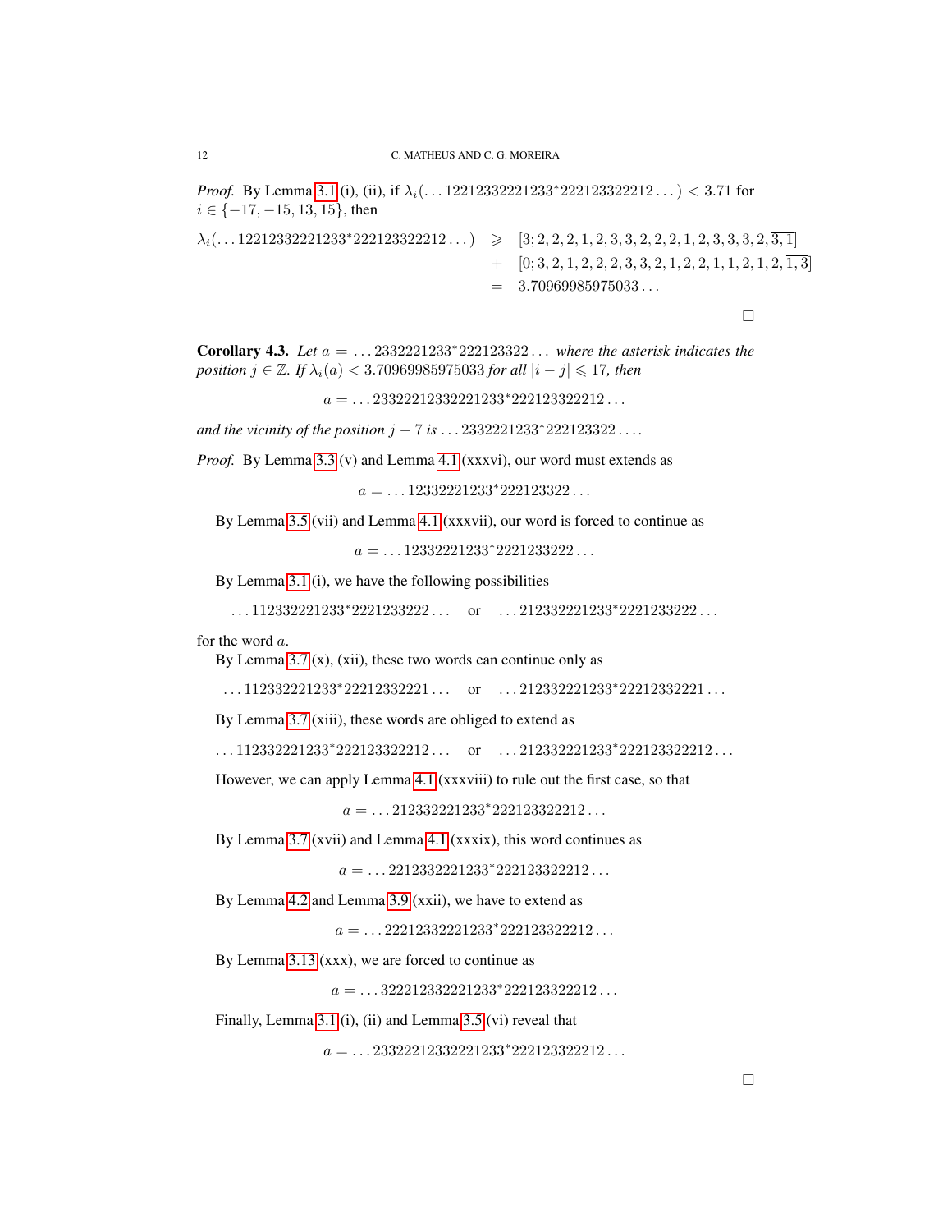*Proof.* By Lemma 3.1 (i), (ii), if $\lambda_i(\dots 12212332221233^*222123322212\dots) < 3.71$ for $i \in \{-17, -15, 13, 15\}$, then

$$\begin{aligned}
\lambda_i(\dots 12212332221233^*222123322212\dots) &\geqslant [3; 2, 2, 2, 1, 2, 3, 3, 2, 2, 2, 1, 2, 3, 3, 3, 2, \overline{3, 1}] \\
&+ [0; 3, 2, 1, 2, 2, 2, 3, 3, 2, 1, 2, 2, 1, 1, 2, 1, 2, \overline{1, 3}] \\
&= 3.70969985975033\dots
\end{aligned}$$

□

**Corollary 4.3.** *Let $a = \dots 2332221233^*222123322\dots$ where the asterisk indicates the position $j \in \mathbb{Z}$. If $\lambda_i(a) < 3.70969985975033$ for all $|i - j| \leqslant 17$, then*

$$a = \dots 23322212332221233^*222123322212\dots$$

*and the vicinity of the position $j - 7$ is $\dots 2332221233^*222123322\dots$.*

*Proof.* By Lemma 3.3 (v) and Lemma 4.1 (xxxvi), our word must extends as

$$a = \dots 12332221233^*222123322\dots$$

By Lemma 3.5 (vii) and Lemma 4.1 (xxxvii), our word is forced to continue as

$$a = \dots 12332221233^*2221233222\dots$$

By Lemma 3.1 (i), we have the following possibilities

$$\dots 112332221233^*2221233222\dots \quad \text{or} \quad \dots 212332221233^*2221233222\dots$$

for the word $a$.

By Lemma 3.7 (x), (xii), these two words can continue only as

$$\dots 112332221233^*22212332221\dots \quad \text{or} \quad \dots 212332221233^*22212332221\dots$$

By Lemma 3.7 (xiii), these words are obliged to extend as

$$\dots 112332221233^*222123322212\dots \quad \text{or} \quad \dots 212332221233^*222123322212\dots$$

However, we can apply Lemma 4.1 (xxxviii) to rule out the first case, so that

$$a = \dots 212332221233^*222123322212\dots$$

By Lemma 3.7 (xvii) and Lemma 4.1 (xxxix), this word continues as

$$a = \dots 2212332221233^*222123322212\dots$$

By Lemma 4.2 and Lemma 3.9 (xxii), we have to extend as

$$a = \dots 22212332221233^*222123322212\dots$$

By Lemma 3.13 (xxx), we are forced to continue as

$$a = \dots 322212332221233^*222123322212\dots$$

Finally, Lemma 3.1 (i), (ii) and Lemma 3.5 (vi) reveal that

$$a = \dots 23322212332221233^*222123322212\dots$$

□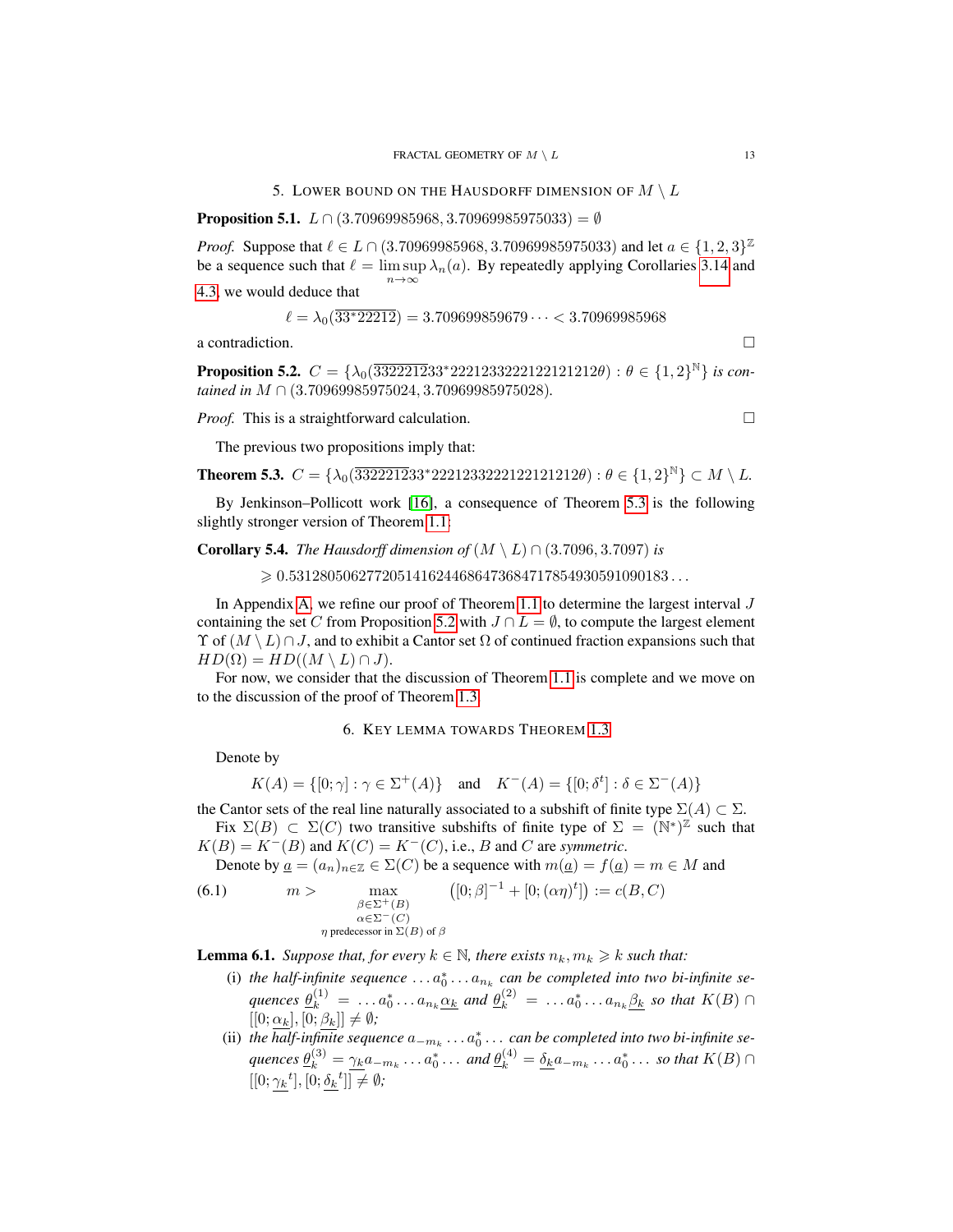## 5. Lower bound on the Hausdorff dimension of $M \setminus L$

**Proposition 5.1.** $L \cap (3.70969985968, 3.70969985975033) = \emptyset$

*Proof.* Suppose that $\ell \in L \cap (3.70969985968, 3.70969985975033)$ and let $a \in \{1,2,3\}^{\mathbb{Z}}$ be a sequence such that $\ell = \limsup\limits_{n\to\infty} \lambda_n(a)$. By repeatedly applying Corollaries 3.14 and 4.3, we would deduce that

$$\ell = \lambda_0(\overline{33^*22212}) = 3.709699859679\dots < 3.70969985968$$

a contradiction. $\square$

**Proposition 5.2.** *$C = \{\lambda_0(\overline{332221233^*22212332221221212}12\theta) : \theta \in \{1,2\}^{\mathbb{N}}\}$ is contained in $M \cap (3.70969985975024, 3.70969985975028)$.*

*Proof.* This is a straightforward calculation. $\square$

The previous two propositions imply that:

**Theorem 5.3.** $C = \{\lambda_0(\overline{332221233^*22212332221221212}12\theta) : \theta \in \{1,2\}^{\mathbb{N}}\} \subset M \setminus L$.

By Jenkinson–Pollicott work [16], a consequence of Theorem 5.3 is the following slightly stronger version of Theorem 1.1:

**Corollary 5.4.** *The Hausdorff dimension of $(M \setminus L) \cap (3.7096, 3.7097)$ is*

$$\geqslant 0.531280506277205141624468647368471785493059109018 3\dots$$

In Appendix A, we refine our proof of Theorem 1.1 to determine the largest interval $J$ containing the set $C$ from Proposition 5.2 with $J \cap L = \emptyset$, to compute the largest element $\Upsilon$ of $(M \setminus L) \cap J$, and to exhibit a Cantor set $\Omega$ of continued fraction expansions such that $HD(\Omega) = HD((M \setminus L) \cap J)$.

For now, we consider that the discussion of Theorem 1.1 is complete and we move on to the discussion of the proof of Theorem 1.3.

## 6. Key lemma towards Theorem 1.3

Denote by

$$K(A) = \{[0;\gamma] : \gamma \in \Sigma^+(A)\} \quad \text{and} \quad K^-(A) = \{[0;\delta^t] : \delta \in \Sigma^-(A)\}$$

the Cantor sets of the real line naturally associated to a subshift of finite type $\Sigma(A) \subset \Sigma$.

Fix $\Sigma(B) \subset \Sigma(C)$ two transitive subshifts of finite type of $\Sigma = (\mathbb{N}^*)^{\mathbb{Z}}$ such that $K(B) = K^-(B)$ and $K(C) = K^-(C)$, i.e., $B$ and $C$ are *symmetric*.

Denote by $\underline{a} = (a_n)_{n\in\mathbb{Z}} \in \Sigma(C)$ be a sequence with $m(\underline{a}) = f(\underline{a}) = m \in M$ and

$$m > \max_{\substack{\beta\in\Sigma^+(B)\\ \alpha\in\Sigma^-(C)\\ \eta \text{ predecessor in } \Sigma(B) \text{ of } \beta}} \left([0;\beta]^{-1} + [0;(\alpha\eta)^t]\right) := c(B,C) \tag{6.1}$$

**Lemma 6.1.** *Suppose that, for every $k \in \mathbb{N}$, there exists $n_k, m_k \geqslant k$ such that:*

- (i) *the half-infinite sequence $\dots a_0^* \dots a_{n_k}$ can be completed into two bi-infinite sequences $\underline{\theta}_k^{(1)} = \dots a_0^* \dots a_{n_k}\underline{\alpha_k}$ and $\underline{\theta}_k^{(2)} = \dots a_0^* \dots a_{n_k}\underline{\beta_k}$ so that $K(B) \cap [[0;\underline{\alpha_k}],[0;\underline{\beta_k}]] \neq \emptyset$;*
- (ii) *the half-infinite sequence $a_{-m_k} \dots a_0^* \dots$ can be completed into two bi-infinite sequences $\underline{\theta}_k^{(3)} = \underline{\gamma_k} a_{-m_k} \dots a_0^* \dots$ and $\underline{\theta}_k^{(4)} = \underline{\delta_k} a_{-m_k} \dots a_0^* \dots$ so that $K(B) \cap [[0;\underline{\gamma_k}^t],[0;\underline{\delta_k}^t]] \neq \emptyset$;*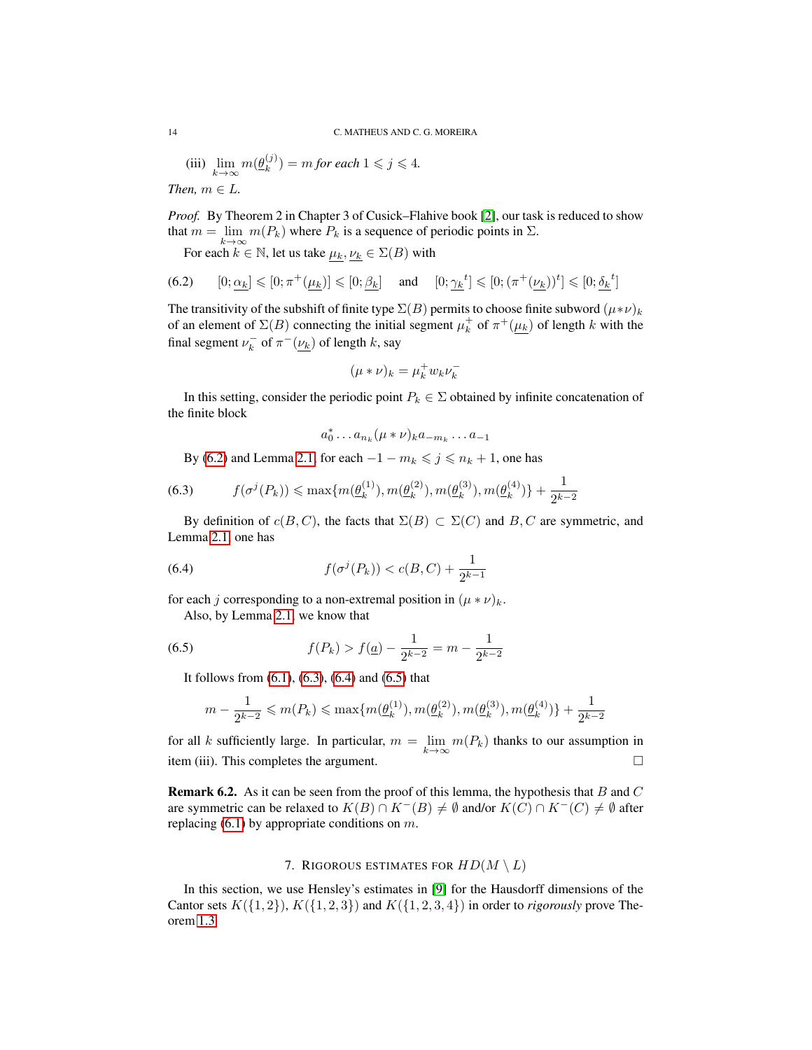(iii) $\lim_{k\to\infty} m(\underline{\theta}_k^{(j)}) = m$ *for each* $1 \leqslant j \leqslant 4$.

*Then,* $m \in L$.

*Proof.* By Theorem 2 in Chapter 3 of Cusick–Flahive book [2], our task is reduced to show that $m = \lim_{k\to\infty} m(P_k)$ where $P_k$ is a sequence of periodic points in $\Sigma$.

For each $k \in \mathbb{N}$, let us take $\underline{\mu_k}, \underline{\nu_k} \in \Sigma(B)$ with

$$[0; \underline{\alpha_k}] \leqslant [0; \pi^+(\underline{\mu_k})] \leqslant [0; \underline{\beta_k}] \quad \text{and} \quad [0; \underline{\gamma_k}^t] \leqslant [0; (\pi^+(\underline{\nu_k}))^t] \leqslant [0; \underline{\delta_k}^t] \tag{6.2}$$

The transitivity of the subshift of finite type $\Sigma(B)$ permits to choose finite subword $(\mu*\nu)_k$ of an element of $\Sigma(B)$ connecting the initial segment $\mu_k^+$ of $\pi^+(\underline{\mu_k})$ of length $k$ with the final segment $\nu_k^-$ of $\pi^-(\underline{\nu_k})$ of length $k$, say

$$(\mu * \nu)_k = \mu_k^+ w_k \nu_k^-$$

In this setting, consider the periodic point $P_k \in \Sigma$ obtained by infinite concatenation of the finite block

$$a_0^* \dots a_{n_k} (\mu * \nu)_k a_{-m_k} \dots a_{-1}$$

By (6.2) and Lemma 2.1, for each $-1 - m_k \leqslant j \leqslant n_k + 1$, one has

$$f(\sigma^j(P_k)) \leqslant \max\{m(\underline{\theta}_k^{(1)}), m(\underline{\theta}_k^{(2)}), m(\underline{\theta}_k^{(3)}), m(\underline{\theta}_k^{(4)})\} + \frac{1}{2^{k-2}} \tag{6.3}$$

By definition of $c(B, C)$, the facts that $\Sigma(B) \subset \Sigma(C)$ and $B, C$ are symmetric, and Lemma 2.1, one has

$$f(\sigma^j(P_k)) < c(B, C) + \frac{1}{2^{k-1}} \tag{6.4}$$

for each $j$ corresponding to a non-extremal position in $(\mu * \nu)_k$.

Also, by Lemma 2.1, we know that

$$f(P_k) > f(\underline{a}) - \frac{1}{2^{k-2}} = m - \frac{1}{2^{k-2}} \tag{6.5}$$

It follows from (6.1), (6.3), (6.4) and (6.5) that

$$m - \frac{1}{2^{k-2}} \leqslant m(P_k) \leqslant \max\{m(\underline{\theta}_k^{(1)}), m(\underline{\theta}_k^{(2)}), m(\underline{\theta}_k^{(3)}), m(\underline{\theta}_k^{(4)})\} + \frac{1}{2^{k-2}}$$

for all $k$ sufficiently large. In particular, $m = \lim_{k\to\infty} m(P_k)$ thanks to our assumption in item (iii). This completes the argument. $\square$

**Remark 6.2.** As it can be seen from the proof of this lemma, the hypothesis that $B$ and $C$ are symmetric can be relaxed to $K(B) \cap K^-(B) \neq \emptyset$ and/or $K(C) \cap K^-(C) \neq \emptyset$ after replacing (6.1) by appropriate conditions on $m$.

## 7. Rigorous estimates for $HD(M \setminus L)$

In this section, we use Hensley's estimates in [9] for the Hausdorff dimensions of the Cantor sets $K(\{1, 2\})$, $K(\{1, 2, 3\})$ and $K(\{1, 2, 3, 4\})$ in order to *rigorously* prove Theorem 1.3.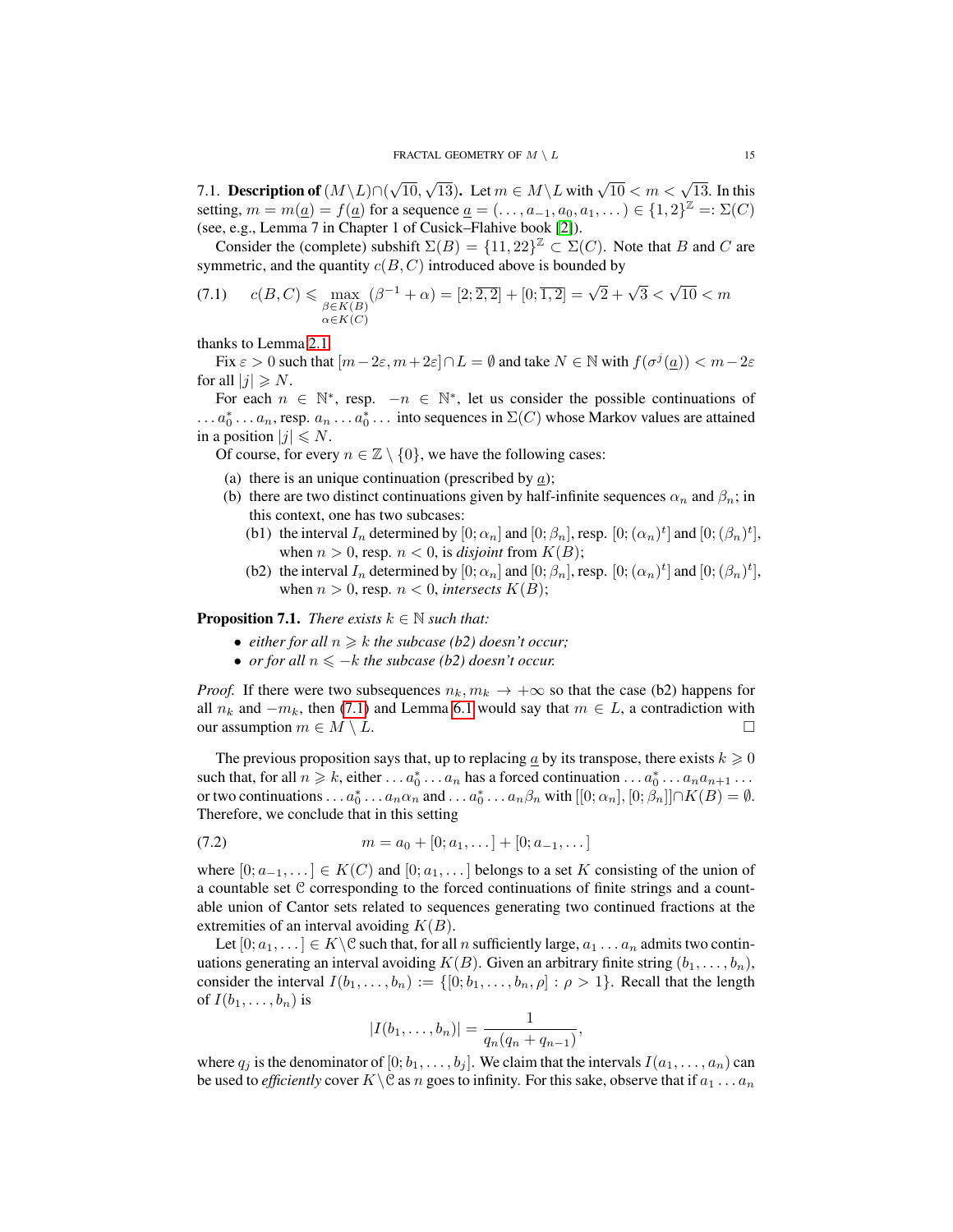7.1. **Description of** $(M\setminus L)\cap(\sqrt{10},\sqrt{13})$**.** Let $m\in M\setminus L$ with $\sqrt{10}<m<\sqrt{13}$. In this setting, $m=m(\underline{a})=f(\underline{a})$ for a sequence $\underline{a}=(\dots,a_{-1},a_0,a_1,\dots)\in\{1,2\}^{\mathbb{Z}}=:\Sigma(C)$ (see, e.g., Lemma 7 in Chapter 1 of Cusick–Flahive book [2]).

Consider the (complete) subshift $\Sigma(B)=\{11,22\}^{\mathbb{Z}}\subset\Sigma(C)$. Note that $B$ and $C$ are symmetric, and the quantity $c(B,C)$ introduced above is bounded by

$$c(B,C)\leqslant\max_{\substack{\beta\in K(B)\\ \alpha\in K(C)}}(\beta^{-1}+\alpha)=[2;\overline{2,2}]+[0;\overline{1,2}]=\sqrt{2}+\sqrt{3}<\sqrt{10}<m \tag{7.1}$$

thanks to Lemma 2.1.

Fix $\varepsilon>0$ such that $[m-2\varepsilon,m+2\varepsilon]\cap L=\emptyset$ and take $N\in\mathbb{N}$ with $f(\sigma^j(\underline{a}))<m-2\varepsilon$ for all $|j|\geqslant N$.

For each $n\in\mathbb{N}^*$, resp. $-n\in\mathbb{N}^*$, let us consider the possible continuations of $\dots a_0^*\dots a_n$, resp. $a_n\dots a_0^*\dots$ into sequences in $\Sigma(C)$ whose Markov values are attained in a position $|j|\leqslant N$.

Of course, for every $n\in\mathbb{Z}\setminus\{0\}$, we have the following cases:

- (a) there is an unique continuation (prescribed by $\underline{a}$);
- (b) there are two distinct continuations given by half-infinite sequences $\alpha_n$ and $\beta_n$; in this context, one has two subcases:
  - (b1) the interval $I_n$ determined by $[0;\alpha_n]$ and $[0;\beta_n]$, resp. $[0;(\alpha_n)^t]$ and $[0;(\beta_n)^t]$, when $n>0$, resp. $n<0$, is *disjoint* from $K(B)$;
  - (b2) the interval $I_n$ determined by $[0;\alpha_n]$ and $[0;\beta_n]$, resp. $[0;(\alpha_n)^t]$ and $[0;(\beta_n)^t]$, when $n>0$, resp. $n<0$, *intersects* $K(B)$;

**Proposition 7.1.** *There exists $k\in\mathbb{N}$ such that:*

- *either for all $n\geqslant k$ the subcase (b2) doesn't occur;*
- *or for all $n\leqslant -k$ the subcase (b2) doesn't occur.*

*Proof.* If there were two subsequences $n_k,m_k\to+\infty$ so that the case (b2) happens for all $n_k$ and $-m_k$, then (7.1) and Lemma 6.1 would say that $m\in L$, a contradiction with our assumption $m\in M\setminus L$. □

The previous proposition says that, up to replacing $\underline{a}$ by its transpose, there exists $k\geqslant 0$ such that, for all $n\geqslant k$, either $\dots a_0^*\dots a_n$ has a forced continuation $\dots a_0^*\dots a_na_{n+1}\dots$ or two continuations $\dots a_0^*\dots a_n\alpha_n$ and $\dots a_0^*\dots a_n\beta_n$ with $[[0;\alpha_n],[0;\beta_n]]\cap K(B)=\emptyset$. Therefore, we conclude that in this setting

$$m=a_0+[0;a_1,\dots]+[0;a_{-1},\dots] \tag{7.2}$$

where $[0;a_{-1},\dots]\in K(C)$ and $[0;a_1,\dots]$ belongs to a set $K$ consisting of the union of a countable set $\mathcal{C}$ corresponding to the forced continuations of finite strings and a countable union of Cantor sets related to sequences generating two continued fractions at the extremities of an interval avoiding $K(B)$.

Let $[0;a_1,\dots]\in K\setminus\mathcal{C}$ such that, for all $n$ sufficiently large, $a_1\dots a_n$ admits two continuations generating an interval avoiding $K(B)$. Given an arbitrary finite string $(b_1,\dots,b_n)$, consider the interval $I(b_1,\dots,b_n):=\{[0;b_1,\dots,b_n,\rho]:\rho>1\}$. Recall that the length of $I(b_1,\dots,b_n)$ is

$$|I(b_1,\dots,b_n)|=\frac{1}{q_n(q_n+q_{n-1})},$$

where $q_j$ is the denominator of $[0;b_1,\dots,b_j]$. We claim that the intervals $I(a_1,\dots,a_n)$ can be used to *efficiently* cover $K\setminus\mathcal{C}$ as $n$ goes to infinity. For this sake, observe that if $a_1\dots a_n$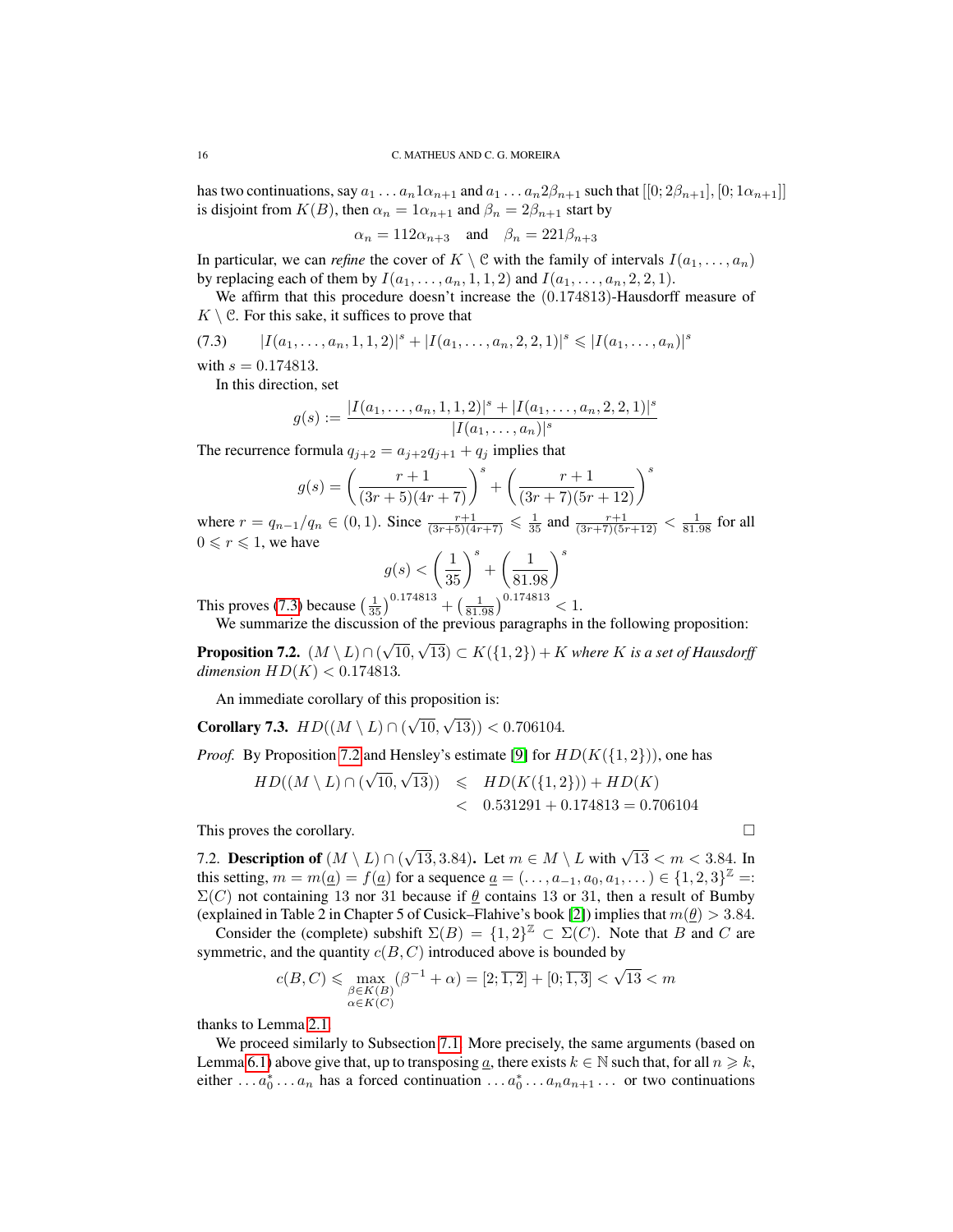has two continuations, say $a_1 \dots a_n 1\alpha_{n+1}$ and $a_1 \dots a_n 2\beta_{n+1}$ such that $[[0; 2\beta_{n+1}], [0; 1\alpha_{n+1}]]$ is disjoint from $K(B)$, then $\alpha_n = 1\alpha_{n+1}$ and $\beta_n = 2\beta_{n+1}$ start by

$$\alpha_n = 112\alpha_{n+3} \quad \text{and} \quad \beta_n = 221\beta_{n+3}$$

In particular, we can *refine* the cover of $K \setminus \mathcal{C}$ with the family of intervals $I(a_1, \dots, a_n)$ by replacing each of them by $I(a_1, \dots, a_n, 1, 1, 2)$ and $I(a_1, \dots, a_n, 2, 2, 1)$.

We affirm that this procedure doesn't increase the $(0.174813)$-Hausdorff measure of $K \setminus \mathcal{C}$. For this sake, it suffices to prove that

$$|I(a_1, \dots, a_n, 1, 1, 2)|^s + |I(a_1, \dots, a_n, 2, 2, 1)|^s \leqslant |I(a_1, \dots, a_n)|^s \tag{7.3}$$

with $s = 0.174813$.

In this direction, set

$$g(s) := \frac{|I(a_1, \dots, a_n, 1, 1, 2)|^s + |I(a_1, \dots, a_n, 2, 2, 1)|^s}{|I(a_1, \dots, a_n)|^s}$$

The recurrence formula $q_{j+2} = a_{j+2}q_{j+1} + q_j$ implies that

$$g(s) = \left(\frac{r+1}{(3r+5)(4r+7)}\right)^s + \left(\frac{r+1}{(3r+7)(5r+12)}\right)^s$$

where $r = q_{n-1}/q_n \in (0,1)$. Since $\frac{r+1}{(3r+5)(4r+7)} \leqslant \frac{1}{35}$ and $\frac{r+1}{(3r+7)(5r+12)} < \frac{1}{81.98}$ for all $0 \leqslant r \leqslant 1$, we have

$$g(s) < \left(\frac{1}{35}\right)^s + \left(\frac{1}{81.98}\right)^s$$

This proves (7.3) because $\left(\frac{1}{35}\right)^{0.174813} + \left(\frac{1}{81.98}\right)^{0.174813} < 1$.

We summarize the discussion of the previous paragraphs in the following proposition:

**Proposition 7.2.** *$(M \setminus L) \cap (\sqrt{10}, \sqrt{13}) \subset K(\{1,2\}) + K$ where $K$ is a set of Hausdorff dimension $HD(K) < 0.174813$.*

An immediate corollary of this proposition is:

**Corollary 7.3.** *$HD((M \setminus L) \cap (\sqrt{10}, \sqrt{13})) < 0.706104$.*

*Proof.* By Proposition 7.2 and Hensley's estimate [9] for $HD(K(\{1,2\}))$, one has

$$\begin{aligned} HD((M \setminus L) \cap (\sqrt{10}, \sqrt{13})) &\leqslant HD(K(\{1,2\})) + HD(K) \\ &< 0.531291 + 0.174813 = 0.706104 \end{aligned}$$

This proves the corollary. □

7.2. **Description of $(M \setminus L) \cap (\sqrt{13}, 3.84)$.** Let $m \in M \setminus L$ with $\sqrt{13} < m < 3.84$. In this setting, $m = m(\underline{a}) = f(\underline{a})$ for a sequence $\underline{a} = (\dots, a_{-1}, a_0, a_1, \dots) \in \{1,2,3\}^{\mathbb{Z}} =: \Sigma(C)$ not containing 13 nor 31 because if $\underline{\theta}$ contains 13 or 31, then a result of Bumby (explained in Table 2 in Chapter 5 of Cusick–Flahive's book [2]) implies that $m(\underline{\theta}) > 3.84$.

Consider the (complete) subshift $\Sigma(B) = \{1,2\}^{\mathbb{Z}} \subset \Sigma(C)$. Note that $B$ and $C$ are symmetric, and the quantity $c(B,C)$ introduced above is bounded by

$$c(B,C) \leqslant \max_{\substack{\beta \in K(B) \\ \alpha \in K(C)}} (\beta^{-1} + \alpha) = [2; \overline{1,2}] + [0; \overline{1,3}] < \sqrt{13} < m$$

thanks to Lemma 2.1.

We proceed similarly to Subsection 7.1. More precisely, the same arguments (based on Lemma 6.1) above give that, up to transposing $\underline{a}$, there exists $k \in \mathbb{N}$ such that, for all $n \geqslant k$, either $\dots a_0^* \dots a_n$ has a forced continuation $\dots a_0^* \dots a_n a_{n+1} \dots$ or two continuations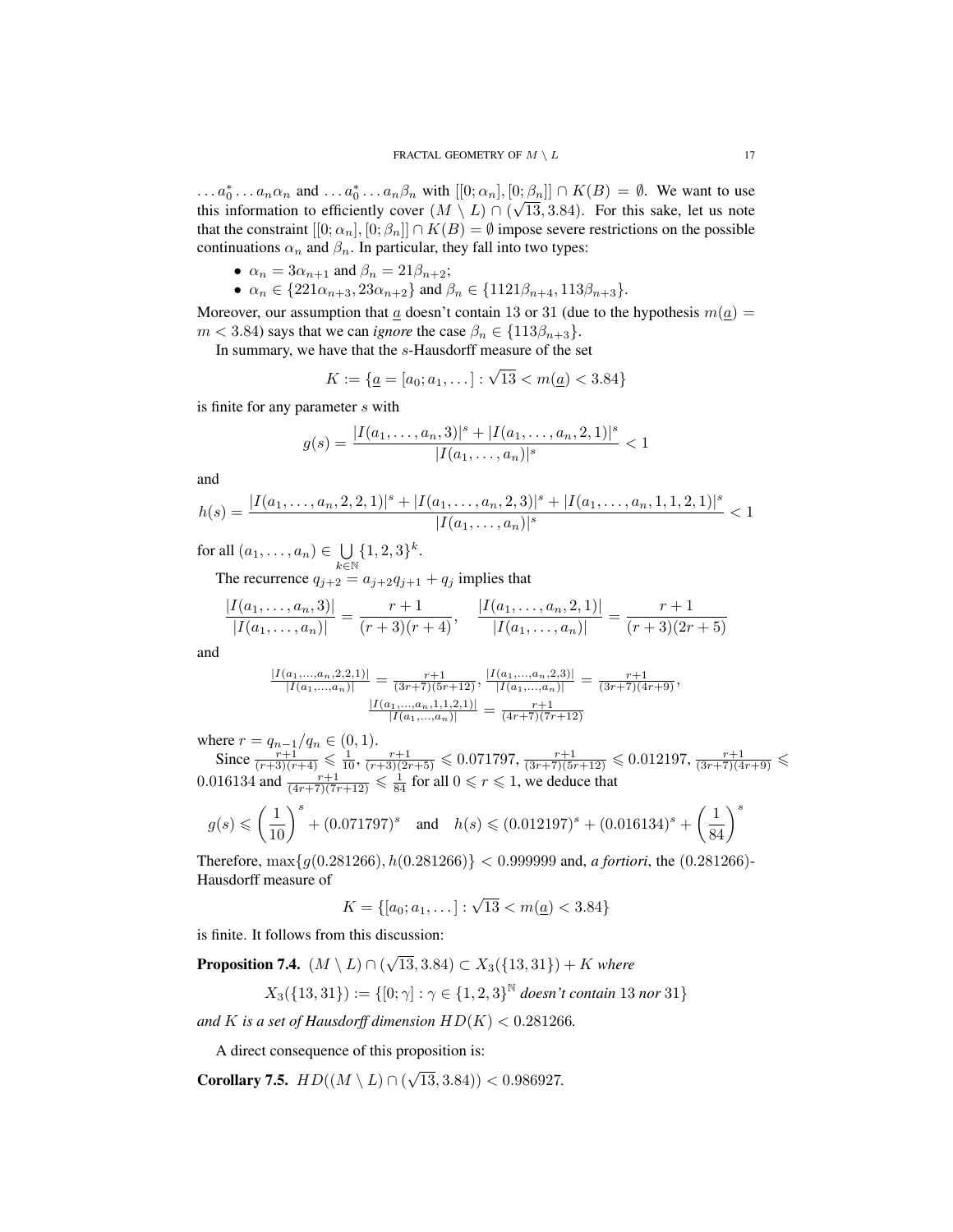$\dots a_0^* \dots a_n \alpha_n$ and $\dots a_0^* \dots a_n \beta_n$ with $[[0;\alpha_n],[0;\beta_n]] \cap K(B) = \emptyset$. We want to use this information to efficiently cover $(M \setminus L) \cap (\sqrt{13}, 3.84)$. For this sake, let us note that the constraint $[[0;\alpha_n],[0;\beta_n]] \cap K(B) = \emptyset$ impose severe restrictions on the possible continuations $\alpha_n$ and $\beta_n$. In particular, they fall into two types:

- $\alpha_n = 3\alpha_{n+1}$ and $\beta_n = 21\beta_{n+2}$;
- $\alpha_n \in \{221\alpha_{n+3}, 23\alpha_{n+2}\}$ and $\beta_n \in \{1121\beta_{n+4}, 113\beta_{n+3}\}$.

Moreover, our assumption that $\underline{a}$ doesn't contain 13 or 31 (due to the hypothesis $m(\underline{a}) = m < 3.84$) says that we can *ignore* the case $\beta_n \in \{113\beta_{n+3}\}$.

In summary, we have that the $s$-Hausdorff measure of the set

$$K := \{\underline{a} = [a_0; a_1, \dots] : \sqrt{13} < m(\underline{a}) < 3.84\}$$

is finite for any parameter $s$ with

$$g(s) = \frac{|I(a_1,\dots,a_n,3)|^s + |I(a_1,\dots,a_n,2,1)|^s}{|I(a_1,\dots,a_n)|^s} < 1$$

and

$$h(s) = \frac{|I(a_1,\dots,a_n,2,2,1)|^s + |I(a_1,\dots,a_n,2,3)|^s + |I(a_1,\dots,a_n,1,1,2,1)|^s}{|I(a_1,\dots,a_n)|^s} < 1$$

for all $(a_1,\dots,a_n) \in \bigcup_{k\in\mathbb{N}} \{1,2,3\}^k$.

The recurrence $q_{j+2} = a_{j+2}q_{j+1} + q_j$ implies that

$$\frac{|I(a_1,\dots,a_n,3)|}{|I(a_1,\dots,a_n)|} = \frac{r+1}{(r+3)(r+4)}, \quad \frac{|I(a_1,\dots,a_n,2,1)|}{|I(a_1,\dots,a_n)|} = \frac{r+1}{(r+3)(2r+5)}$$

and

$$\frac{|I(a_1,\dots,a_n,2,2,1)|}{|I(a_1,\dots,a_n)|} = \frac{r+1}{(3r+7)(5r+12)}, \ \frac{|I(a_1,\dots,a_n,2,3)|}{|I(a_1,\dots,a_n)|} = \frac{r+1}{(3r+7)(4r+9)},$$
$$\frac{|I(a_1,\dots,a_n,1,1,2,1)|}{|I(a_1,\dots,a_n)|} = \frac{r+1}{(4r+7)(7r+12)}$$

where $r = q_{n-1}/q_n \in (0,1)$.

Since $\frac{r+1}{(r+3)(r+4)} \leqslant \frac{1}{10}$, $\frac{r+1}{(r+3)(2r+5)} \leqslant 0.071797$, $\frac{r+1}{(3r+7)(5r+12)} \leqslant 0.012197$, $\frac{r+1}{(3r+7)(4r+9)} \leqslant 0.016134$ and $\frac{r+1}{(4r+7)(7r+12)} \leqslant \frac{1}{84}$ for all $0 \leqslant r \leqslant 1$, we deduce that

$$g(s) \leqslant \left(\frac{1}{10}\right)^s + (0.071797)^s \quad \text{and} \quad h(s) \leqslant (0.012197)^s + (0.016134)^s + \left(\frac{1}{84}\right)^s$$

Therefore, $\max\{g(0.281266), h(0.281266)\} < 0.999999$ and, *a fortiori*, the $(0.281266)$-Hausdorff measure of

$$K = \{[a_0; a_1, \dots] : \sqrt{13} < m(\underline{a}) < 3.84\}$$

is finite. It follows from this discussion:

**Proposition 7.4.** *$(M \setminus L) \cap (\sqrt{13}, 3.84) \subset X_3(\{13,31\}) + K$ where*

$$X_3(\{13,31\}) := \{[0;\gamma] : \gamma \in \{1,2,3\}^{\mathbb{N}} \textit{ doesn't contain } 13 \textit{ nor } 31\}$$

*and $K$ is a set of Hausdorff dimension $HD(K) < 0.281266$.*

A direct consequence of this proposition is:

**Corollary 7.5.** *$HD((M \setminus L) \cap (\sqrt{13}, 3.84)) < 0.986927$.*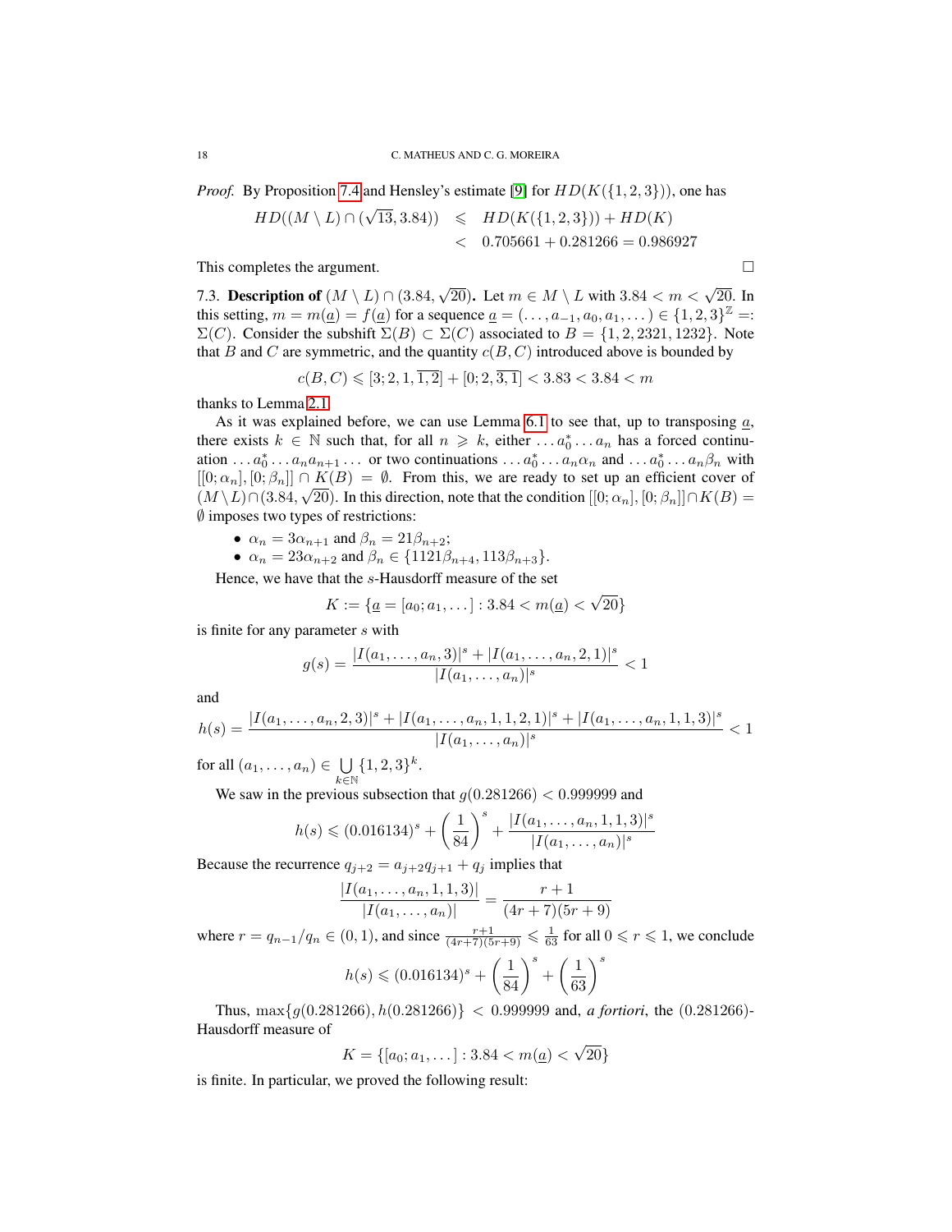*Proof.* By Proposition 7.4 and Hensley's estimate [9] for $HD(K(\{1,2,3\}))$, one has

$$\begin{aligned} HD((M\setminus L)\cap(\sqrt{13},3.84)) &\leqslant HD(K(\{1,2,3\}))+HD(K) \\ &< 0.705661+0.281266=0.986927 \end{aligned}$$

This completes the argument. □

7.3. **Description of $(M\setminus L)\cap(3.84,\sqrt{20})$.** Let $m\in M\setminus L$ with $3.84<m<\sqrt{20}$. In this setting, $m=m(\underline{a})=f(\underline{a})$ for a sequence $\underline{a}=(\dots,a_{-1},a_0,a_1,\dots)\in\{1,2,3\}^{\mathbb{Z}}=:\Sigma(C)$. Consider the subshift $\Sigma(B)\subset\Sigma(C)$ associated to $B=\{1,2,2321,1232\}$. Note that $B$ and $C$ are symmetric, and the quantity $c(B,C)$ introduced above is bounded by

$$c(B,C)\leqslant[3;2,1,\overline{1,2}]+[0;2,\overline{3,1}]<3.83<3.84<m$$

thanks to Lemma 2.1.

As it was explained before, we can use Lemma 6.1 to see that, up to transposing $\underline{a}$, there exists $k\in\mathbb{N}$ such that, for all $n\geqslant k$, either $\dots a_0^*\dots a_n$ has a forced continuation $\dots a_0^*\dots a_n a_{n+1}\dots$ or two continuations $\dots a_0^*\dots a_n\alpha_n$ and $\dots a_0^*\dots a_n\beta_n$ with $[[0;\alpha_n],[0;\beta_n]]\cap K(B)=\emptyset$. From this, we are ready to set up an efficient cover of $(M\setminus L)\cap(3.84,\sqrt{20})$. In this direction, note that the condition $[[0;\alpha_n],[0;\beta_n]]\cap K(B)=\emptyset$ imposes two types of restrictions:

- $\alpha_n=3\alpha_{n+1}$ and $\beta_n=21\beta_{n+2}$;
- $\alpha_n=23\alpha_{n+2}$ and $\beta_n\in\{1121\beta_{n+4},113\beta_{n+3}\}$.

Hence, we have that the $s$-Hausdorff measure of the set

$$K:=\{\underline{a}=[a_0;a_1,\dots]:3.84<m(\underline{a})<\sqrt{20}\}$$

is finite for any parameter $s$ with

$$g(s)=\frac{|I(a_1,\dots,a_n,3)|^s+|I(a_1,\dots,a_n,2,1)|^s}{|I(a_1,\dots,a_n)|^s}<1$$

and

$$h(s)=\frac{|I(a_1,\dots,a_n,2,3)|^s+|I(a_1,\dots,a_n,1,1,2,1)|^s+|I(a_1,\dots,a_n,1,1,3)|^s}{|I(a_1,\dots,a_n)|^s}<1$$

for all $(a_1,\dots,a_n)\in\bigcup\limits_{k\in\mathbb{N}}\{1,2,3\}^k$.

We saw in the previous subsection that $g(0.281266)<0.999999$ and

$$h(s)\leqslant(0.016134)^s+\left(\frac{1}{84}\right)^s+\frac{|I(a_1,\dots,a_n,1,1,3)|^s}{|I(a_1,\dots,a_n)|^s}$$

Because the recurrence $q_{j+2}=a_{j+2}q_{j+1}+q_j$ implies that

$$\frac{|I(a_1,\dots,a_n,1,1,3)|}{|I(a_1,\dots,a_n)|}=\frac{r+1}{(4r+7)(5r+9)}$$

where $r=q_{n-1}/q_n\in(0,1)$, and since $\frac{r+1}{(4r+7)(5r+9)}\leqslant\frac{1}{63}$ for all $0\leqslant r\leqslant 1$, we conclude

$$h(s)\leqslant(0.016134)^s+\left(\frac{1}{84}\right)^s+\left(\frac{1}{63}\right)^s$$

Thus, $\max\{g(0.281266),h(0.281266)\}<0.999999$ and, *a fortiori*, the $(0.281266)$-Hausdorff measure of

$$K=\{[a_0;a_1,\dots]:3.84<m(\underline{a})<\sqrt{20}\}$$

is finite. In particular, we proved the following result: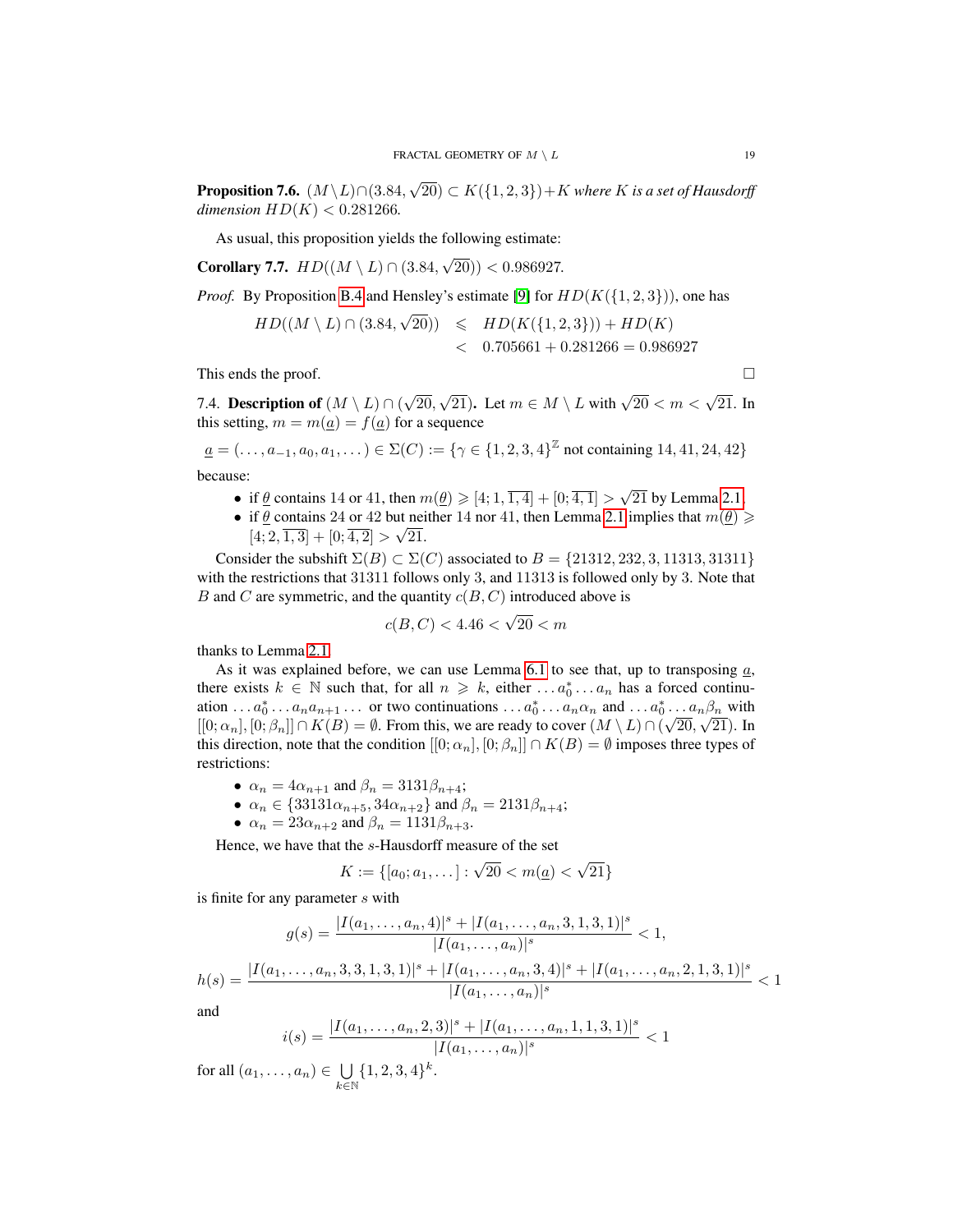**Proposition 7.6.** *$(M\setminus L)\cap(3.84,\sqrt{20})\subset K(\{1,2,3\})+K$ where $K$ is a set of Hausdorff dimension $HD(K)<0.281266$.*

As usual, this proposition yields the following estimate:

**Corollary 7.7.** *$HD((M\setminus L)\cap(3.84,\sqrt{20}))<0.986927$.*

*Proof.* By Proposition B.4 and Hensley's estimate [9] for $HD(K(\{1,2,3\}))$, one has

$$\begin{aligned} HD((M\setminus L)\cap(3.84,\sqrt{20})) &\leqslant HD(K(\{1,2,3\}))+HD(K) \\ &< 0.705661+0.281266=0.986927 \end{aligned}$$

This ends the proof. □

7.4. **Description of $(M\setminus L)\cap(\sqrt{20},\sqrt{21})$.** Let $m\in M\setminus L$ with $\sqrt{20}<m<\sqrt{21}$. In this setting, $m=m(\underline{a})=f(\underline{a})$ for a sequence

$$\underline{a}=(\dots,a_{-1},a_0,a_1,\dots)\in\Sigma(C):=\{\gamma\in\{1,2,3,4\}^{\mathbb{Z}}\text{ not containing }14,41,24,42\}$$

because:

- if $\underline{\theta}$ contains 14 or 41, then $m(\underline{\theta})\geqslant[4;1,\overline{1,4}]+[0;\overline{4,1}]>\sqrt{21}$ by Lemma 2.1
- if $\underline{\theta}$ contains 24 or 42 but neither 14 nor 41, then Lemma 2.1 implies that $m(\underline{\theta})\geqslant[4;2,\overline{1,3}]+[0;\overline{4,2}]>\sqrt{21}$.

Consider the subshift $\Sigma(B)\subset\Sigma(C)$ associated to $B=\{21312,232,3,11313,31311\}$ with the restrictions that 31311 follows only 3, and 11313 is followed only by 3. Note that $B$ and $C$ are symmetric, and the quantity $c(B,C)$ introduced above is

$$c(B,C)<4.46<\sqrt{20}<m$$

thanks to Lemma 2.1.

As it was explained before, we can use Lemma 6.1 to see that, up to transposing $\underline{a}$, there exists $k\in\mathbb{N}$ such that, for all $n\geqslant k$, either $\dots a_0^*\dots a_n$ has a forced continuation $\dots a_0^*\dots a_na_{n+1}\dots$ or two continuations $\dots a_0^*\dots a_n\alpha_n$ and $\dots a_0^*\dots a_n\beta_n$ with $[[0;\alpha_n],[0;\beta_n]]\cap K(B)=\emptyset$. From this, we are ready to cover $(M\setminus L)\cap(\sqrt{20},\sqrt{21})$. In this direction, note that the condition $[[0;\alpha_n],[0;\beta_n]]\cap K(B)=\emptyset$ imposes three types of restrictions:

- $\alpha_n=4\alpha_{n+1}$ and $\beta_n=3131\beta_{n+4}$;
- $\alpha_n\in\{33131\alpha_{n+5},34\alpha_{n+2}\}$ and $\beta_n=2131\beta_{n+4}$;
- $\alpha_n=23\alpha_{n+2}$ and $\beta_n=1131\beta_{n+3}$.

Hence, we have that the $s$-Hausdorff measure of the set

$$K:=\{[a_0;a_1,\dots]:\sqrt{20}<m(\underline{a})<\sqrt{21}\}$$

is finite for any parameter $s$ with

$$g(s)=\frac{|I(a_1,\dots,a_n,4)|^s+|I(a_1,\dots,a_n,3,1,3,1)|^s}{|I(a_1,\dots,a_n)|^s}<1,$$

$$h(s)=\frac{|I(a_1,\dots,a_n,3,3,1,3,1)|^s+|I(a_1,\dots,a_n,3,4)|^s+|I(a_1,\dots,a_n,2,1,3,1)|^s}{|I(a_1,\dots,a_n)|^s}<1$$

and

$$i(s)=\frac{|I(a_1,\dots,a_n,2,3)|^s+|I(a_1,\dots,a_n,1,1,3,1)|^s}{|I(a_1,\dots,a_n)|^s}<1$$

for all $(a_1,\dots,a_n)\in\bigcup\limits_{k\in\mathbb{N}}\{1,2,3,4\}^k$.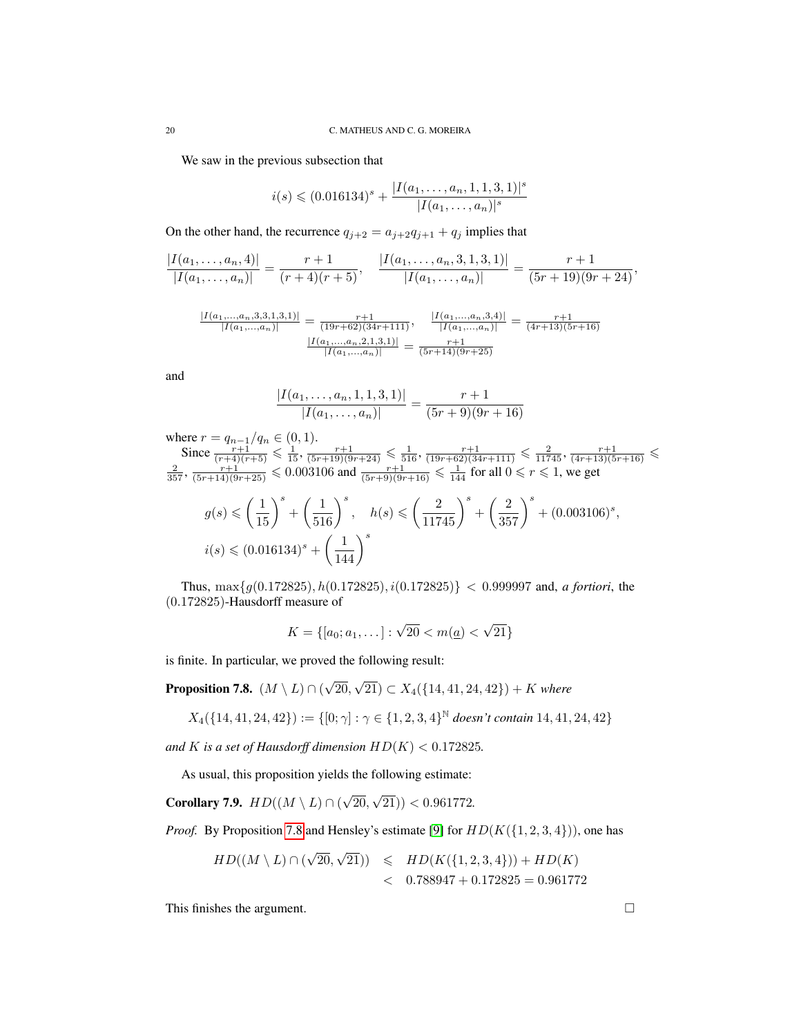We saw in the previous subsection that

$$i(s) \leqslant (0.016134)^s + \frac{|I(a_1,\dots,a_n,1,1,3,1)|^s}{|I(a_1,\dots,a_n)|^s}$$

On the other hand, the recurrence $q_{j+2} = a_{j+2}q_{j+1} + q_j$ implies that

$$\frac{|I(a_1,\dots,a_n,4)|}{|I(a_1,\dots,a_n)|} = \frac{r+1}{(r+4)(r+5)}, \quad \frac{|I(a_1,\dots,a_n,3,1,3,1)|}{|I(a_1,\dots,a_n)|} = \frac{r+1}{(5r+19)(9r+24)},$$

$$\frac{|I(a_1,\dots,a_n,3,3,1,3,1)|}{|I(a_1,\dots,a_n)|} = \frac{r+1}{(19r+62)(34r+111)}, \quad \frac{|I(a_1,\dots,a_n,3,4)|}{|I(a_1,\dots,a_n)|} = \frac{r+1}{(4r+13)(5r+16)}$$
$$\frac{|I(a_1,\dots,a_n,2,1,3,1)|}{|I(a_1,\dots,a_n)|} = \frac{r+1}{(5r+14)(9r+25)}$$

and

$$\frac{|I(a_1,\dots,a_n,1,1,3,1)|}{|I(a_1,\dots,a_n)|} = \frac{r+1}{(5r+9)(9r+16)}$$

where $r = q_{n-1}/q_n \in (0,1)$.

Since $\frac{r+1}{(r+4)(r+5)} \leqslant \frac{1}{15}$, $\frac{r+1}{(5r+19)(9r+24)} \leqslant \frac{1}{516}$, $\frac{r+1}{(19r+62)(34r+111)} \leqslant \frac{2}{11745}$, $\frac{r+1}{(4r+13)(5r+16)} \leqslant \frac{2}{357}$, $\frac{r+1}{(5r+14)(9r+25)} \leqslant 0.003106$ and $\frac{r+1}{(5r+9)(9r+16)} \leqslant \frac{1}{144}$ for all $0 \leqslant r \leqslant 1$, we get

$$g(s) \leqslant \left(\frac{1}{15}\right)^s + \left(\frac{1}{516}\right)^s, \quad h(s) \leqslant \left(\frac{2}{11745}\right)^s + \left(\frac{2}{357}\right)^s + (0.003106)^s,$$
$$i(s) \leqslant (0.016134)^s + \left(\frac{1}{144}\right)^s$$

Thus, $\max\{g(0.172825), h(0.172825), i(0.172825)\} < 0.999997$ and, *a fortiori*, the $(0.172825)$-Hausdorff measure of

$$K = \{[a_0; a_1, \dots] : \sqrt{20} < m(\underline{a}) < \sqrt{21}\}$$

is finite. In particular, we proved the following result:

**Proposition 7.8.** $(M \setminus L) \cap (\sqrt{20}, \sqrt{21}) \subset X_4(\{14, 41, 24, 42\}) + K$ *where*

$$X_4(\{14,41,24,42\}) := \{[0;\gamma] : \gamma \in \{1,2,3,4\}^{\mathbb{N}} \text{ doesn't contain } 14, 41, 24, 42\}$$

*and $K$ is a set of Hausdorff dimension $HD(K) < 0.172825$.*

As usual, this proposition yields the following estimate:

**Corollary 7.9.** $HD((M \setminus L) \cap (\sqrt{20}, \sqrt{21})) < 0.961772$.

*Proof.* By Proposition 7.8 and Hensley's estimate [9] for $HD(K(\{1,2,3,4\}))$, one has

$$\begin{aligned} HD((M \setminus L) \cap (\sqrt{20}, \sqrt{21})) &\leqslant HD(K(\{1,2,3,4\})) + HD(K) \\ &< 0.788947 + 0.172825 = 0.961772 \end{aligned}$$

This finishes the argument. $\square$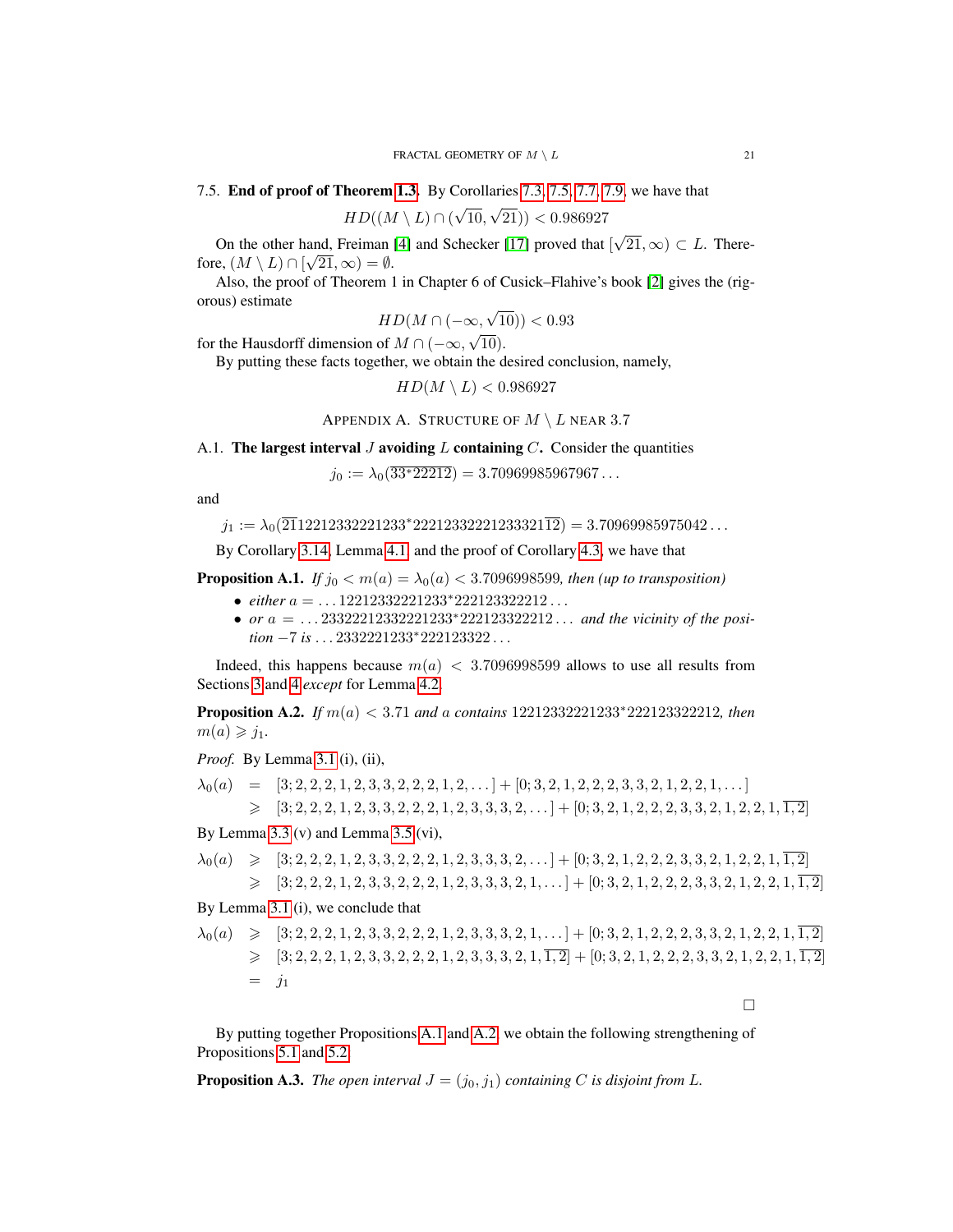7.5. **End of proof of Theorem 1.3.** By Corollaries 7.3, 7.5, 7.7, 7.9, we have that

$$HD((M \setminus L) \cap (\sqrt{10}, \sqrt{21})) < 0.986927$$

On the other hand, Freiman [4] and Schecker [17] proved that $[\sqrt{21}, \infty) \subset L$. Therefore, $(M \setminus L) \cap [\sqrt{21}, \infty) = \emptyset$.

Also, the proof of Theorem 1 in Chapter 6 of Cusick–Flahive's book [2] gives the (rigorous) estimate

$$HD(M \cap (-\infty, \sqrt{10})) < 0.93$$

for the Hausdorff dimension of $M \cap (-\infty, \sqrt{10})$.

By putting these facts together, we obtain the desired conclusion, namely,

$$HD(M \setminus L) < 0.986927$$

## Appendix A. Structure of $M \setminus L$ near 3.7

### A.1. The largest interval $J$ avoiding $L$ containing $C$.

Consider the quantities

$$j_0 := \lambda_0(\overline{33^*22212}) = 3.70969985967967\ldots$$

and

$$j_1 := \lambda_0(\overline{21}12212332221233^*2221233222123332\overline{112}) = 3.70969985975042\ldots$$

By Corollary 3.14, Lemma 4.1, and the proof of Corollary 4.3, we have that

**Proposition A.1.** *If $j_0 < m(a) = \lambda_0(a) < 3.7096998599$, then (up to transposition)*

- *either $a = \ldots 12212332221233^*222123322212\ldots$*
- *or $a = \ldots 23322212332221233^*222123322212\ldots$ and the vicinity of the position $-7$ is $\ldots 2332221233^*222123322\ldots$*

Indeed, this happens because $m(a) < 3.7096998599$ allows to use all results from Sections 3 and 4 *except* for Lemma 4.2.

**Proposition A.2.** *If $m(a) < 3.71$ and $a$ contains $12212332221233^*222123322212$, then $m(a) \geqslant j_1$.*

*Proof.* By Lemma 3.1 (i), (ii),

$$\begin{aligned}
\lambda_0(a) &= [3;2,2,2,1,2,3,3,2,2,2,1,2,\ldots] + [0;3,2,1,2,2,2,3,3,2,1,2,2,1,\ldots] \\
&\geqslant [3;2,2,2,1,2,3,3,2,2,2,1,2,3,3,3,2,\ldots] + [0;3,2,1,2,2,2,3,3,2,1,2,2,1,\overline{1,2}]
\end{aligned}$$

By Lemma 3.3 (v) and Lemma 3.5 (vi),

$$\begin{aligned}
\lambda_0(a) &\geqslant [3;2,2,2,1,2,3,3,2,2,2,1,2,3,3,3,2,\ldots] + [0;3,2,1,2,2,2,3,3,2,1,2,2,1,\overline{1,2}] \\
&\geqslant [3;2,2,2,1,2,3,3,2,2,2,1,2,3,3,3,2,1,\ldots] + [0;3,2,1,2,2,2,3,3,2,1,2,2,1,\overline{1,2}]
\end{aligned}$$

By Lemma 3.1 (i), we conclude that

$$\begin{aligned}
\lambda_0(a) &\geqslant [3;2,2,2,1,2,3,3,2,2,2,1,2,3,3,3,2,1,\ldots] + [0;3,2,1,2,2,2,3,3,2,1,2,2,1,\overline{1,2}] \\
&\geqslant [3;2,2,2,1,2,3,3,2,2,2,1,2,3,3,3,2,1,\overline{1,2}] + [0;3,2,1,2,2,2,3,3,2,1,2,2,1,\overline{1,2}] \\
&= j_1
\end{aligned}$$

□

By putting together Propositions A.1 and A.2, we obtain the following strengthening of Propositions 5.1 and 5.2.

**Proposition A.3.** *The open interval $J = (j_0, j_1)$ containing $C$ is disjoint from $L$.*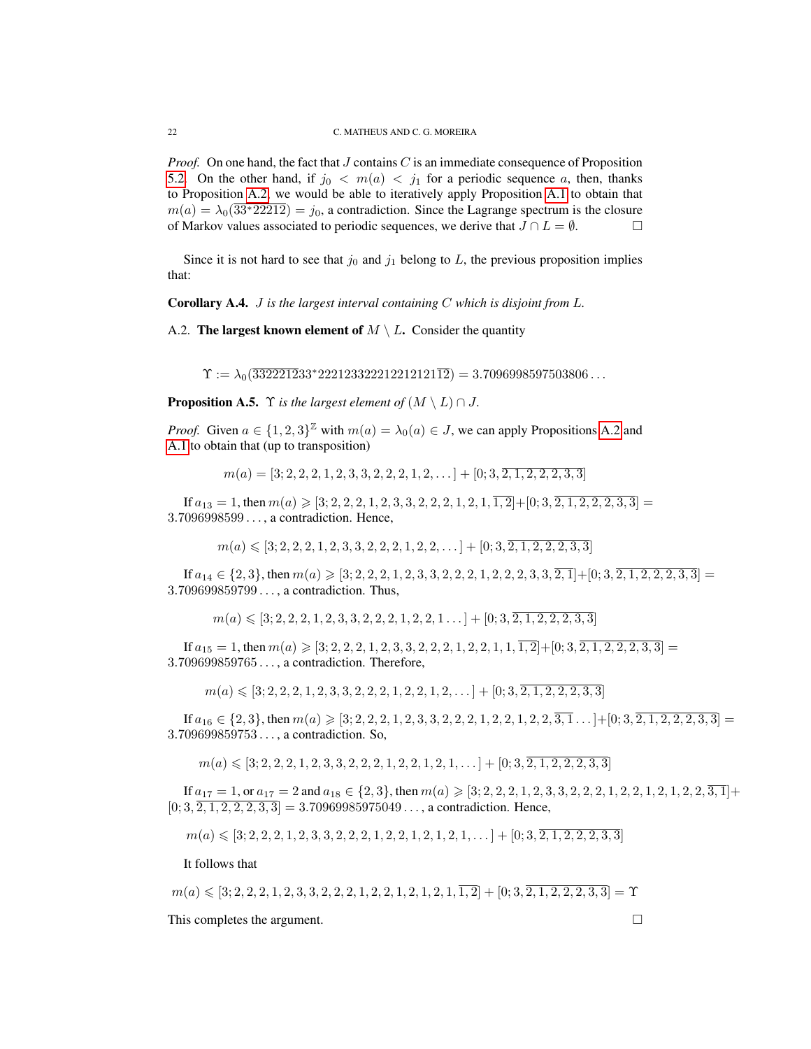*Proof.* On one hand, the fact that $J$ contains $C$ is an immediate consequence of Proposition 5.2. On the other hand, if $j_0 < m(a) < j_1$ for a periodic sequence $a$, then, thanks to Proposition A.2, we would be able to iteratively apply Proposition A.1 to obtain that $m(a) = \lambda_0(\overline{33^*22212}) = j_0$, a contradiction. Since the Lagrange spectrum is the closure of Markov values associated to periodic sequences, we derive that $J \cap L = \emptyset$. $\square$

Since it is not hard to see that $j_0$ and $j_1$ belong to $L$, the previous proposition implies that:

**Corollary A.4.** *$J$ is the largest interval containing $C$ which is disjoint from $L$.*

A.2. **The largest known element of $M \setminus L$.** Consider the quantity

$$\Upsilon := \lambda_0(\overline{3322212}33^*2221233222122121211\overline{2}) = 3.7096998597503806\ldots$$

**Proposition A.5.** *$\Upsilon$ is the largest element of $(M \setminus L) \cap J$.*

*Proof.* Given $a \in \{1,2,3\}^{\mathbb{Z}}$ with $m(a) = \lambda_0(a) \in J$, we can apply Propositions A.2 and A.1 to obtain that (up to transposition)

$$m(a) = [3;2,2,2,1,2,3,3,2,2,2,1,2,\ldots] + [0;3,\overline{2,1,2,2,2,3,3}]$$

If $a_{13} = 1$, then $m(a) \geqslant [3;2,2,2,1,2,3,3,2,2,2,1,2,1,\overline{1,2}] + [0;3,\overline{2,1,2,2,2,3,3}] = 3.7096998599\ldots$, a contradiction. Hence,

$$m(a) \leqslant [3;2,2,2,1,2,3,3,2,2,2,1,2,2,\ldots] + [0;3,\overline{2,1,2,2,2,3,3}]$$

If $a_{14} \in \{2,3\}$, then $m(a) \geqslant [3;2,2,2,1,2,3,3,2,2,2,1,2,2,2,3,3,\overline{2,1}] + [0;3,\overline{2,1,2,2,2,3,3}] = 3.709699859799\ldots$, a contradiction. Thus,

$$m(a) \leqslant [3;2,2,2,1,2,3,3,2,2,2,1,2,2,1\ldots] + [0;3,\overline{2,1,2,2,2,3,3}]$$

If $a_{15} = 1$, then $m(a) \geqslant [3;2,2,2,1,2,3,3,2,2,2,1,2,2,1,1,\overline{1,2}] + [0;3,\overline{2,1,2,2,2,3,3}] = 3.709699859765\ldots$, a contradiction. Therefore,

$$m(a) \leqslant [3;2,2,2,1,2,3,3,2,2,2,1,2,2,1,2,\ldots] + [0;3,\overline{2,1,2,2,2,3,3}]$$

If $a_{16} \in \{2,3\}$, then $m(a) \geqslant [3;2,2,2,1,2,3,3,2,2,2,1,2,2,1,2,2,\overline{3,1}\ldots] + [0;3,\overline{2,1,2,2,2,3,3}] = 3.709699859753\ldots$, a contradiction. So,

$$m(a) \leqslant [3;2,2,2,1,2,3,3,2,2,2,1,2,2,1,2,1,\ldots] + [0;3,\overline{2,1,2,2,2,3,3}]$$

If $a_{17} = 1$, or $a_{17} = 2$ and $a_{18} \in \{2,3\}$, then $m(a) \geqslant [3;2,2,2,1,2,3,3,2,2,2,1,2,2,1,2,1,2,2,\overline{3,1}] + [0;3,\overline{2,1,2,2,2,3,3}] = 3.70969985975049\ldots$, a contradiction. Hence,

$$m(a) \leqslant [3;2,2,2,1,2,3,3,2,2,2,1,2,2,1,2,1,2,1,\ldots] + [0;3,\overline{2,1,2,2,2,3,3}]$$

It follows that

$$m(a) \leqslant [3;2,2,2,1,2,3,3,2,2,2,1,2,2,1,2,1,2,1,\overline{1,2}] + [0;3,\overline{2,1,2,2,2,3,3}] = \Upsilon$$

This completes the argument. $\square$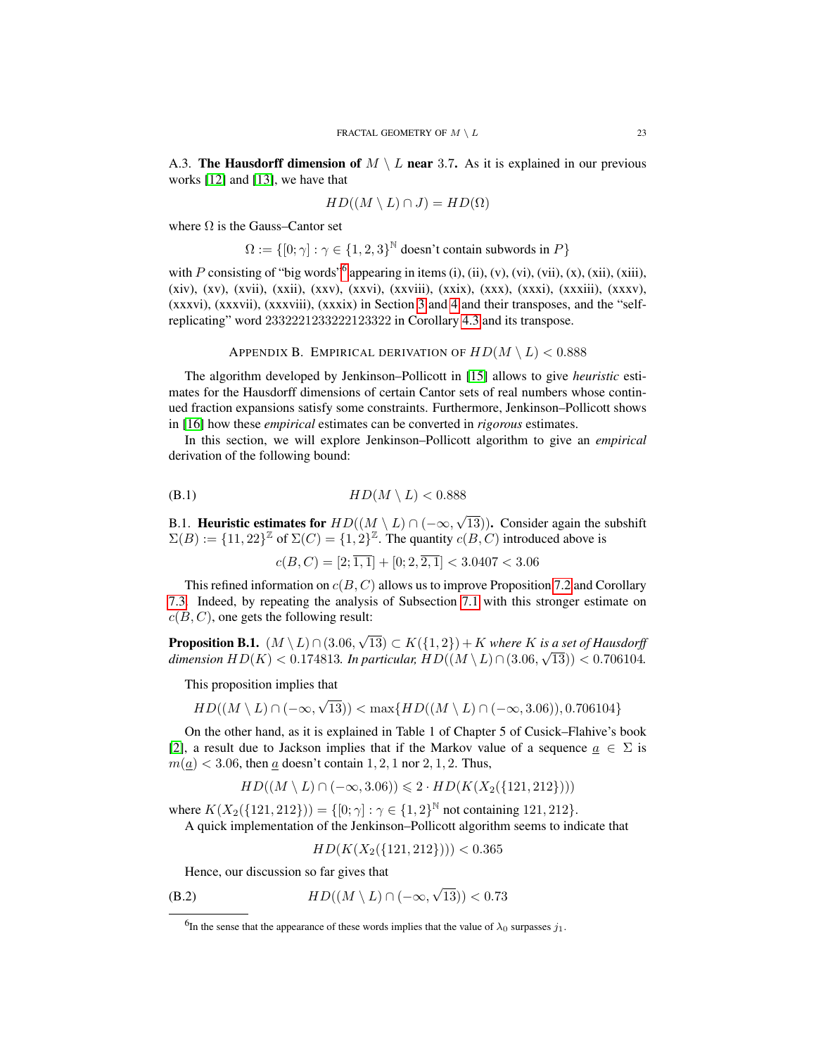A.3. **The Hausdorff dimension of** $M \setminus L$ **near** 3.7. As it is explained in our previous works [12] and [13], we have that

$$HD((M \setminus L) \cap J) = HD(\Omega)$$

where $\Omega$ is the Gauss–Cantor set

$$\Omega := \{[0;\gamma] : \gamma \in \{1,2,3\}^{\mathbb{N}} \text{ doesn't contain subwords in } P\}$$

with $P$ consisting of "big words"[6] appearing in items (i), (ii), (v), (vi), (vii), (x), (xii), (xiii), (xiv), (xv), (xvii), (xxii), (xxv), (xxvi), (xxviii), (xxix), (xxx), (xxxi), (xxxiii), (xxxv), (xxxvi), (xxxvii), (xxxviii), (xxxix) in Section 3 and 4 and their transposes, and the "self-replicating" word 2332221233222123322 in Corollary 4.3 and its transpose.

## Appendix B. Empirical derivation of $HD(M \setminus L) < 0.888$

The algorithm developed by Jenkinson–Pollicott in [15] allows to give *heuristic* estimates for the Hausdorff dimensions of certain Cantor sets of real numbers whose continued fraction expansions satisfy some constraints. Furthermore, Jenkinson–Pollicott shows in [16] how these *empirical* estimates can be converted in *rigorous* estimates.

In this section, we will explore Jenkinson–Pollicott algorithm to give an *empirical* derivation of the following bound:

$$HD(M \setminus L) < 0.888 \tag{B.1}$$

B.1. **Heuristic estimates for** $HD((M \setminus L) \cap (-\infty, \sqrt{13}))$**.** Consider again the subshift $\Sigma(B) := \{11, 22\}^{\mathbb{Z}}$ of $\Sigma(C) = \{1,2\}^{\mathbb{Z}}$. The quantity $c(B,C)$ introduced above is

$$c(B,C) = [2;\overline{1,1}] + [0;2,\overline{2,1}] < 3.0407 < 3.06$$

This refined information on $c(B,C)$ allows us to improve Proposition 7.2 and Corollary 7.3. Indeed, by repeating the analysis of Subsection 7.1 with this stronger estimate on $c(B,C)$, one gets the following result:

**Proposition B.1.** *$(M \setminus L) \cap (3.06, \sqrt{13}) \subset K(\{1,2\}) + K$ where $K$ is a set of Hausdorff dimension $HD(K) < 0.174813$. In particular, $HD((M \setminus L) \cap (3.06, \sqrt{13})) < 0.706104$.*

This proposition implies that

$$HD((M \setminus L) \cap (-\infty, \sqrt{13})) < \max\{HD((M \setminus L) \cap (-\infty, 3.06)), 0.706104\}$$

On the other hand, as it is explained in Table 1 of Chapter 5 of Cusick–Flahive's book [2], a result due to Jackson implies that if the Markov value of a sequence $\underline{a} \in \Sigma$ is $m(\underline{a}) < 3.06$, then $\underline{a}$ doesn't contain $1,2,1$ nor $2,1,2$. Thus,

$$HD((M \setminus L) \cap (-\infty, 3.06)) \leqslant 2 \cdot HD(K(X_2(\{121, 212\})))$$

where $K(X_2(\{121, 212\})) = \{[0;\gamma] : \gamma \in \{1,2\}^{\mathbb{N}} \text{ not containing } 121, 212\}$.

A quick implementation of the Jenkinson–Pollicott algorithm seems to indicate that

$$HD(K(X_2(\{121, 212\}))) < 0.365$$

Hence, our discussion so far gives that

$$HD((M \setminus L) \cap (-\infty, \sqrt{13})) < 0.73 \tag{B.2}$$

[6] In the sense that the appearance of these words implies that the value of $\lambda_0$ surpasses $j_1$.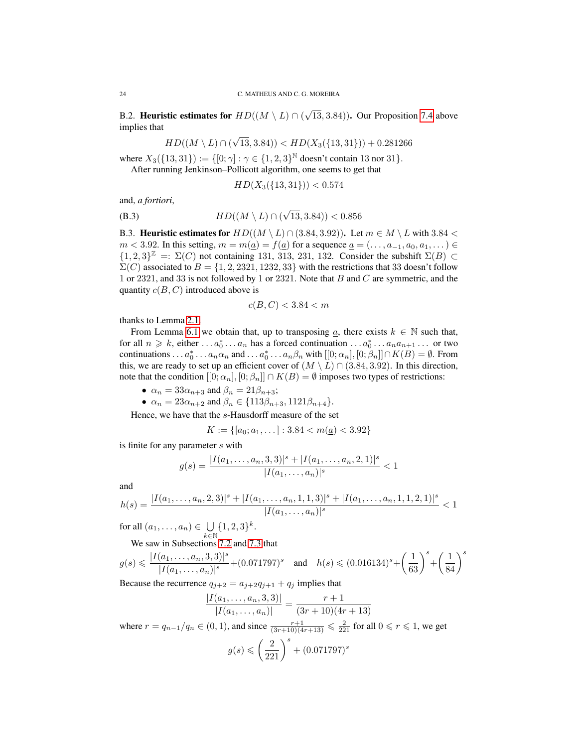B.2. **Heuristic estimates for $HD((M \setminus L) \cap (\sqrt{13}, 3.84))$.** Our Proposition 7.4 above implies that

$$HD((M \setminus L) \cap (\sqrt{13}, 3.84)) < HD(X_3(\{13, 31\})) + 0.281266$$

where $X_3(\{13, 31\}) := \{[0; \gamma] : \gamma \in \{1, 2, 3\}^{\mathbb{N}}$ doesn't contain 13 nor 31$\}$.

After running Jenkinson–Pollicott algorithm, one seems to get that

$$HD(X_3(\{13, 31\})) < 0.574$$

and, *a fortiori*,

$$HD((M \setminus L) \cap (\sqrt{13}, 3.84)) < 0.856 \tag{B.3}$$

B.3. **Heuristic estimates for $HD((M \setminus L) \cap (3.84, 3.92))$.** Let $m \in M \setminus L$ with $3.84 < m < 3.92$. In this setting, $m = m(\underline{a}) = f(\underline{a})$ for a sequence $\underline{a} = (\dots, a_{-1}, a_0, a_1, \dots) \in \{1, 2, 3\}^{\mathbb{Z}} =: \Sigma(C)$ not containing 131, 313, 231, 132. Consider the subshift $\Sigma(B) \subset \Sigma(C)$ associated to $B = \{1, 2, 2321, 1232, 33\}$ with the restrictions that 33 doesn't follow 1 or 2321, and 33 is not followed by 1 or 2321. Note that $B$ and $C$ are symmetric, and the quantity $c(B, C)$ introduced above is

$$c(B, C) < 3.84 < m$$

thanks to Lemma 2.1.

From Lemma 6.1 we obtain that, up to transposing $\underline{a}$, there exists $k \in \mathbb{N}$ such that, for all $n \geqslant k$, either $\dots a_0^* \dots a_n$ has a forced continuation $\dots a_0^* \dots a_n a_{n+1} \dots$ or two continuations $\dots a_0^* \dots a_n \alpha_n$ and $\dots a_0^* \dots a_n \beta_n$ with $[[0; \alpha_n], [0; \beta_n]] \cap K(B) = \emptyset$. From this, we are ready to set up an efficient cover of $(M \setminus L) \cap (3.84, 3.92)$. In this direction, note that the condition $[[0; \alpha_n], [0; \beta_n]] \cap K(B) = \emptyset$ imposes two types of restrictions:

- $\alpha_n = 33\alpha_{n+3}$ and $\beta_n = 21\beta_{n+3}$;
- $\alpha_n = 23\alpha_{n+2}$ and $\beta_n \in \{113\beta_{n+3}, 1121\beta_{n+4}\}$.

Hence, we have that the $s$-Hausdorff measure of the set

$$K := \{[a_0; a_1, \dots] : 3.84 < m(\underline{a}) < 3.92\}$$

is finite for any parameter $s$ with

$$g(s) = \frac{|I(a_1, \dots, a_n, 3, 3)|^s + |I(a_1, \dots, a_n, 2, 1)|^s}{|I(a_1, \dots, a_n)|^s} < 1$$

and

$$h(s) = \frac{|I(a_1, \dots, a_n, 2, 3)|^s + |I(a_1, \dots, a_n, 1, 1, 3)|^s + |I(a_1, \dots, a_n, 1, 1, 2, 1)|^s}{|I(a_1, \dots, a_n)|^s} < 1$$

for all $(a_1, \dots, a_n) \in \bigcup\limits_{k \in \mathbb{N}} \{1, 2, 3\}^k$.

We saw in Subsections 7.2 and 7.3 that

$$g(s) \leqslant \frac{|I(a_1, \dots, a_n, 3, 3)|^s}{|I(a_1, \dots, a_n)|^s} + (0.071797)^s \quad \text{and} \quad h(s) \leqslant (0.016134)^s + \left(\frac{1}{63}\right)^s + \left(\frac{1}{84}\right)^s$$

Because the recurrence $q_{j+2} = a_{j+2} q_{j+1} + q_j$ implies that

$$\frac{|I(a_1, \dots, a_n, 3, 3)|}{|I(a_1, \dots, a_n)|} = \frac{r + 1}{(3r + 10)(4r + 13)}$$

where $r = q_{n-1}/q_n \in (0, 1)$, and since $\frac{r+1}{(3r+10)(4r+13)} \leqslant \frac{2}{221}$ for all $0 \leqslant r \leqslant 1$, we get

$$g(s) \leqslant \left(\frac{2}{221}\right)^s + (0.071797)^s$$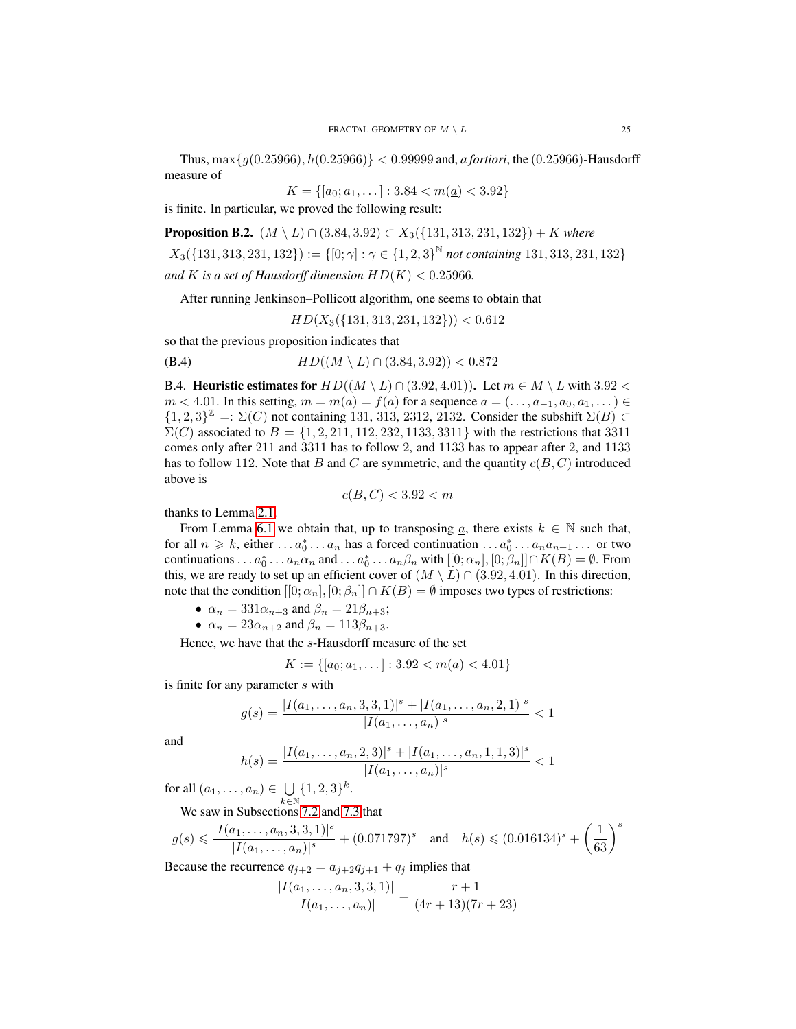Thus, $\max\{g(0.25966), h(0.25966)\} < 0.99999$ and, *a fortiori*, the $(0.25966)$-Hausdorff measure of

$$K = \{[a_0; a_1, \dots] : 3.84 < m(\underline{a}) < 3.92\}$$

is finite. In particular, we proved the following result:

**Proposition B.2.** *$(M \setminus L) \cap (3.84, 3.92) \subset X_3(\{131, 313, 231, 132\}) + K$ where*
*$X_3(\{131, 313, 231, 132\}) := \{[0; \gamma] : \gamma \in \{1,2,3\}^{\mathbb{N}}$ not containing $131, 313, 231, 132\}$*
*and $K$ is a set of Hausdorff dimension $HD(K) < 0.25966$.*

After running Jenkinson–Pollicott algorithm, one seems to obtain that

$$HD(X_3(\{131, 313, 231, 132\})) < 0.612$$

so that the previous proposition indicates that

$$HD((M \setminus L) \cap (3.84, 3.92)) < 0.872 \tag{B.4}$$

B.4. **Heuristic estimates for $HD((M \setminus L) \cap (3.92, 4.01))$.** Let $m \in M \setminus L$ with $3.92 < m < 4.01$. In this setting, $m = m(\underline{a}) = f(\underline{a})$ for a sequence $\underline{a} = (\dots, a_{-1}, a_0, a_1, \dots) \in \{1,2,3\}^{\mathbb{Z}} =: \Sigma(C)$ not containing 131, 313, 2312, 2132. Consider the subshift $\Sigma(B) \subset \Sigma(C)$ associated to $B = \{1, 2, 211, 112, 232, 1133, 3311\}$ with the restrictions that 3311 comes only after 211 and 3311 has to follow 2, and 1133 has to appear after 2, and 1133 has to follow 112. Note that $B$ and $C$ are symmetric, and the quantity $c(B, C)$ introduced above is

$$c(B, C) < 3.92 < m$$

thanks to Lemma 2.1.

From Lemma 6.1 we obtain that, up to transposing $\underline{a}$, there exists $k \in \mathbb{N}$ such that, for all $n \geqslant k$, either $\dots a_0^* \dots a_n$ has a forced continuation $\dots a_0^* \dots a_n a_{n+1} \dots$ or two continuations $\dots a_0^* \dots a_n \alpha_n$ and $\dots a_0^* \dots a_n \beta_n$ with $[[0; \alpha_n], [0; \beta_n]] \cap K(B) = \emptyset$. From this, we are ready to set up an efficient cover of $(M \setminus L) \cap (3.92, 4.01)$. In this direction, note that the condition $[[0; \alpha_n], [0; \beta_n]] \cap K(B) = \emptyset$ imposes two types of restrictions:

- $\alpha_n = 331\alpha_{n+3}$ and $\beta_n = 21\beta_{n+3}$;
- $\alpha_n = 23\alpha_{n+2}$ and $\beta_n = 113\beta_{n+3}$.

Hence, we have that the $s$-Hausdorff measure of the set

$$K := \{[a_0; a_1, \dots] : 3.92 < m(\underline{a}) < 4.01\}$$

is finite for any parameter $s$ with

$$g(s) = \frac{|I(a_1, \dots, a_n, 3, 3, 1)|^s + |I(a_1, \dots, a_n, 2, 1)|^s}{|I(a_1, \dots, a_n)|^s} < 1$$

and

$$h(s) = \frac{|I(a_1, \dots, a_n, 2, 3)|^s + |I(a_1, \dots, a_n, 1, 1, 3)|^s}{|I(a_1, \dots, a_n)|^s} < 1$$

for all $(a_1, \dots, a_n) \in \bigcup_{k \in \mathbb{N}} \{1,2,3\}^k$.

We saw in Subsections 7.2 and 7.3 that

$$g(s) \leqslant \frac{|I(a_1, \dots, a_n, 3, 3, 1)|^s}{|I(a_1, \dots, a_n)|^s} + (0.071797)^s \quad \text{and} \quad h(s) \leqslant (0.016134)^s + \left(\frac{1}{63}\right)^s$$

Because the recurrence $q_{j+2} = a_{j+2} q_{j+1} + q_j$ implies that

$$\frac{|I(a_1, \dots, a_n, 3, 3, 1)|}{|I(a_1, \dots, a_n)|} = \frac{r+1}{(4r+13)(7r+23)}$$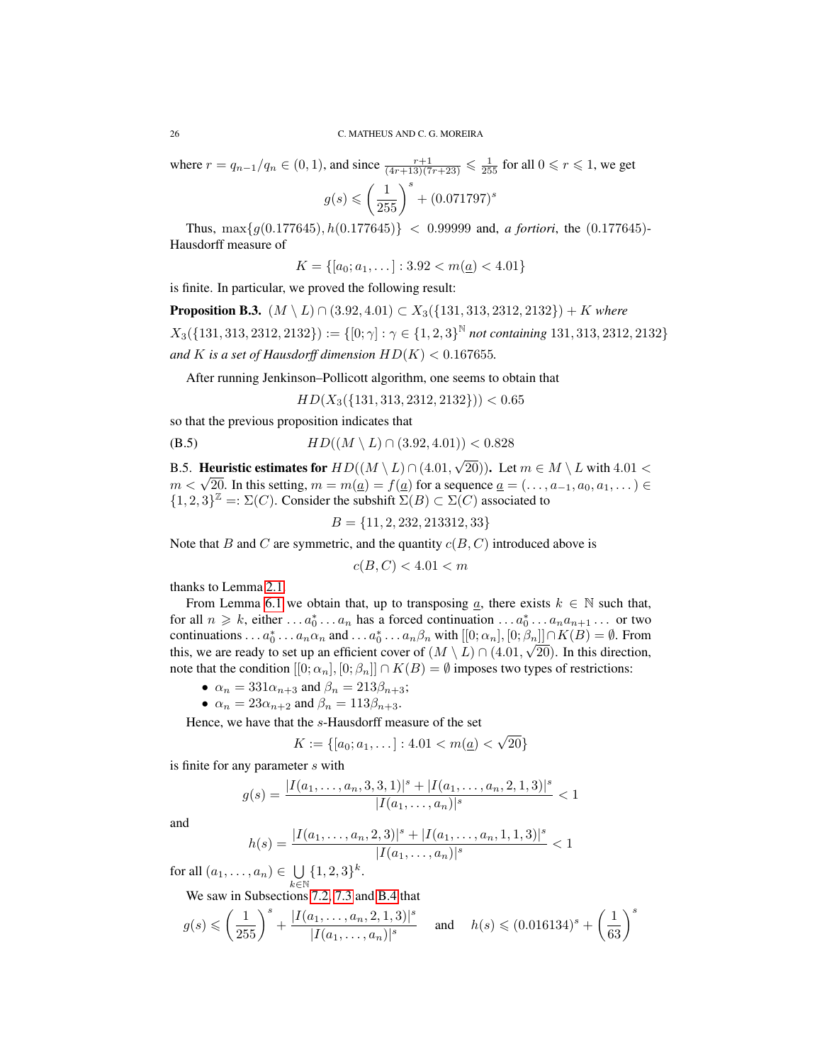where $r = q_{n-1}/q_n \in (0,1)$, and since $\frac{r+1}{(4r+13)(7r+23)} \leqslant \frac{1}{255}$ for all $0 \leqslant r \leqslant 1$, we get

$$g(s) \leqslant \left(\frac{1}{255}\right)^s + (0.071797)^s$$

Thus, $\max\{g(0.177645), h(0.177645)\} < 0.99999$ and, *a fortiori*, the $(0.177645)$-Hausdorff measure of

$$K = \{[a_0; a_1, \dots] : 3.92 < m(\underline{a}) < 4.01\}$$

is finite. In particular, we proved the following result:

**Proposition B.3.** *$(M \setminus L) \cap (3.92, 4.01) \subset X_3(\{131, 313, 2312, 2132\}) + K$ where $X_3(\{131, 313, 2312, 2132\}) := \{[0; \gamma] : \gamma \in \{1,2,3\}^{\mathbb{N}}$ not containing $131, 313, 2312, 2132\}$ and $K$ is a set of Hausdorff dimension $HD(K) < 0.167655$.*

After running Jenkinson–Pollicott algorithm, one seems to obtain that

$$HD(X_3(\{131, 313, 2312, 2132\})) < 0.65$$

so that the previous proposition indicates that

$$HD((M \setminus L) \cap (3.92, 4.01)) < 0.828 \tag{B.5}$$

B.5. **Heuristic estimates for $HD((M \setminus L) \cap (4.01, \sqrt{20}))$.** Let $m \in M \setminus L$ with $4.01 < m < \sqrt{20}$. In this setting, $m = m(\underline{a}) = f(\underline{a})$ for a sequence $\underline{a} = (\dots, a_{-1}, a_0, a_1, \dots) \in \{1,2,3\}^{\mathbb{Z}} =: \Sigma(C)$. Consider the subshift $\Sigma(B) \subset \Sigma(C)$ associated to

$$B = \{11, 2, 232, 213312, 33\}$$

Note that $B$ and $C$ are symmetric, and the quantity $c(B, C)$ introduced above is

$$c(B, C) < 4.01 < m$$

thanks to Lemma 2.1.

From Lemma 6.1 we obtain that, up to transposing $\underline{a}$, there exists $k \in \mathbb{N}$ such that, for all $n \geqslant k$, either $\dots a_0^* \dots a_n$ has a forced continuation $\dots a_0^* \dots a_n a_{n+1} \dots$ or two continuations $\dots a_0^* \dots a_n \alpha_n$ and $\dots a_0^* \dots a_n \beta_n$ with $[[0; \alpha_n], [0; \beta_n]] \cap K(B) = \emptyset$. From this, we are ready to set up an efficient cover of $(M \setminus L) \cap (4.01, \sqrt{20})$. In this direction, note that the condition $[[0; \alpha_n], [0; \beta_n]] \cap K(B) = \emptyset$ imposes two types of restrictions:

- $\alpha_n = 331\alpha_{n+3}$ and $\beta_n = 213\beta_{n+3}$;
- $\alpha_n = 23\alpha_{n+2}$ and $\beta_n = 113\beta_{n+3}$.

Hence, we have that the $s$-Hausdorff measure of the set

$$K := \{[a_0; a_1, \dots] : 4.01 < m(\underline{a}) < \sqrt{20}\}$$

is finite for any parameter $s$ with

$$g(s) = \frac{|I(a_1, \dots, a_n, 3, 3, 1)|^s + |I(a_1, \dots, a_n, 2, 1, 3)|^s}{|I(a_1, \dots, a_n)|^s} < 1$$

and

$$h(s) = \frac{|I(a_1, \dots, a_n, 2, 3)|^s + |I(a_1, \dots, a_n, 1, 1, 3)|^s}{|I(a_1, \dots, a_n)|^s} < 1$$

for all $(a_1, \dots, a_n) \in \bigcup_{k \in \mathbb{N}} \{1,2,3\}^k$.

We saw in Subsections 7.2, 7.3 and B.4 that

$$g(s) \leqslant \left(\frac{1}{255}\right)^s + \frac{|I(a_1, \dots, a_n, 2, 1, 3)|^s}{|I(a_1, \dots, a_n)|^s} \quad \text{and} \quad h(s) \leqslant (0.016134)^s + \left(\frac{1}{63}\right)^s$$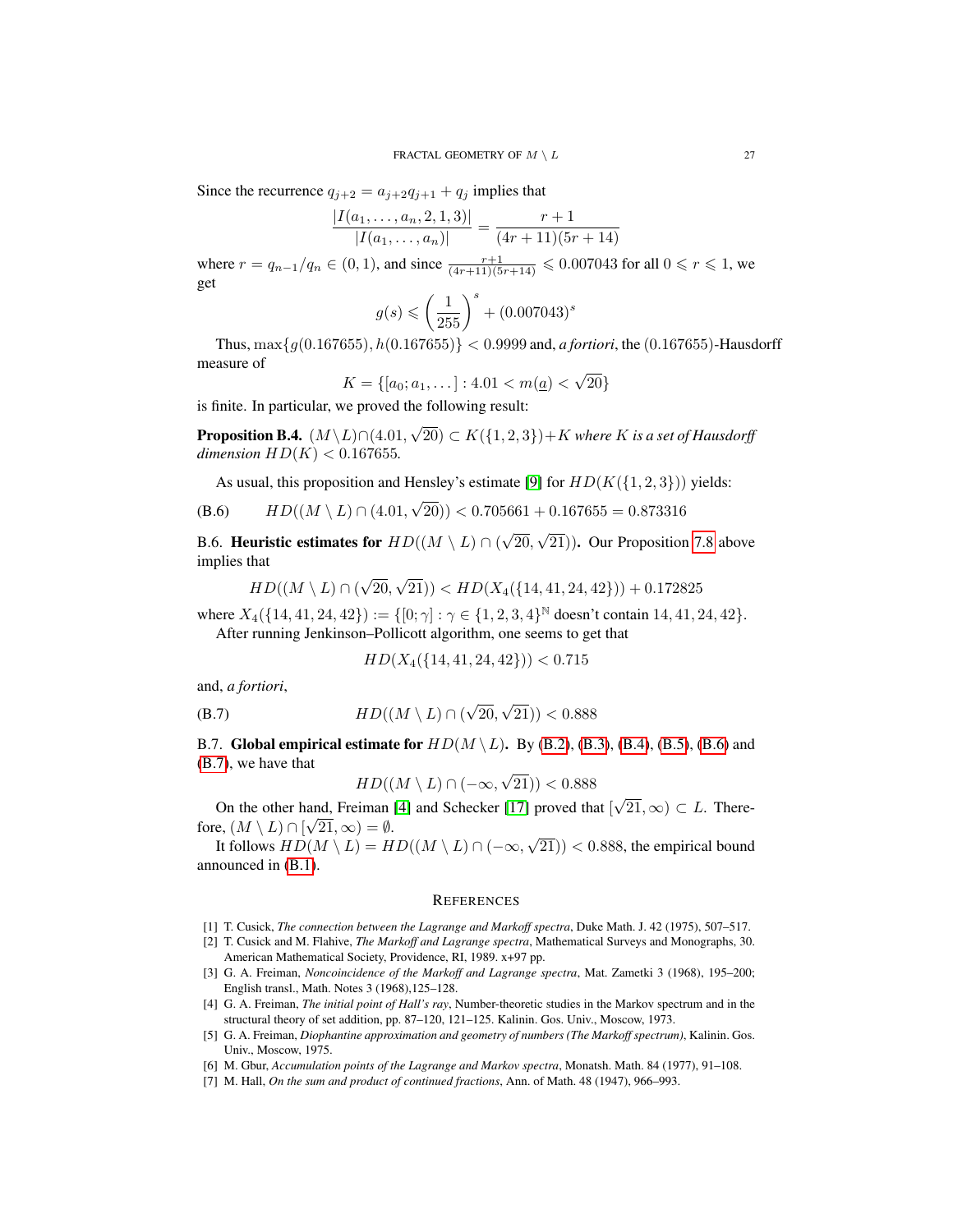Since the recurrence $q_{j+2} = a_{j+2}q_{j+1} + q_j$ implies that

$$\frac{|I(a_1, \dots, a_n, 2, 1, 3)|}{|I(a_1, \dots, a_n)|} = \frac{r+1}{(4r+11)(5r+14)}$$

where $r = q_{n-1}/q_n \in (0,1)$, and since $\frac{r+1}{(4r+11)(5r+14)} \leqslant 0.007043$ for all $0 \leqslant r \leqslant 1$, we get

$$g(s) \leqslant \left(\frac{1}{255}\right)^s + (0.007043)^s$$

Thus, $\max\{g(0.167655), h(0.167655)\} < 0.9999$ and, *a fortiori*, the $(0.167655)$-Hausdorff measure of

$$K = \{[a_0; a_1, \dots] : 4.01 < m(\underline{a}) < \sqrt{20}\}$$

is finite. In particular, we proved the following result:

**Proposition B.4.** *$(M \setminus L) \cap (4.01, \sqrt{20}) \subset K(\{1,2,3\}) + K$ where $K$ is a set of Hausdorff dimension $HD(K) < 0.167655$.*

As usual, this proposition and Hensley's estimate [9] for $HD(K(\{1,2,3\}))$ yields:

$$HD((M \setminus L) \cap (4.01, \sqrt{20})) < 0.705661 + 0.167655 = 0.873316 \tag{B.6}$$

B.6. **Heuristic estimates for $HD((M \setminus L) \cap (\sqrt{20}, \sqrt{21}))$.** Our Proposition 7.8 above implies that

$$HD((M \setminus L) \cap (\sqrt{20}, \sqrt{21})) < HD(X_4(\{14, 41, 24, 42\})) + 0.172825$$

where $X_4(\{14, 41, 24, 42\}) := \{[0; \gamma] : \gamma \in \{1,2,3,4\}^{\mathbb{N}}$ doesn't contain $14, 41, 24, 42\}$.

After running Jenkinson–Pollicott algorithm, one seems to get that

$$HD(X_4(\{14, 41, 24, 42\})) < 0.715$$

and, *a fortiori*,

$$HD((M \setminus L) \cap (\sqrt{20}, \sqrt{21})) < 0.888 \tag{B.7}$$

B.7. **Global empirical estimate for $HD(M \setminus L)$.** By (B.2), (B.3), (B.4), (B.5), (B.6) and (B.7), we have that

$$HD((M \setminus L) \cap (-\infty, \sqrt{21})) < 0.888$$

On the other hand, Freiman [4] and Schecker [17] proved that $[\sqrt{21}, \infty) \subset L$. Therefore, $(M \setminus L) \cap [\sqrt{21}, \infty) = \emptyset$.

It follows $HD(M \setminus L) = HD((M \setminus L) \cap (-\infty, \sqrt{21})) < 0.888$, the empirical bound announced in (B.1).

## References

- [1] T. Cusick, *The connection between the Lagrange and Markoff spectra*, Duke Math. J. 42 (1975), 507–517.
- [2] T. Cusick and M. Flahive, *The Markoff and Lagrange spectra*, Mathematical Surveys and Monographs, 30. American Mathematical Society, Providence, RI, 1989. x+97 pp.
- [3] G. A. Freiman, *Noncoincidence of the Markoff and Lagrange spectra*, Mat. Zametki 3 (1968), 195–200; English transl., Math. Notes 3 (1968),125–128.
- [4] G. A. Freiman, *The initial point of Hall's ray*, Number-theoretic studies in the Markov spectrum and in the structural theory of set addition, pp. 87–120, 121–125. Kalinin. Gos. Univ., Moscow, 1973.
- [5] G. A. Freiman, *Diophantine approximation and geometry of numbers (The Markoff spectrum)*, Kalinin. Gos. Univ., Moscow, 1975.
- [6] M. Gbur, *Accumulation points of the Lagrange and Markov spectra*, Monatsh. Math. 84 (1977), 91–108.
- [7] M. Hall, *On the sum and product of continued fractions*, Ann. of Math. 48 (1947), 966–993.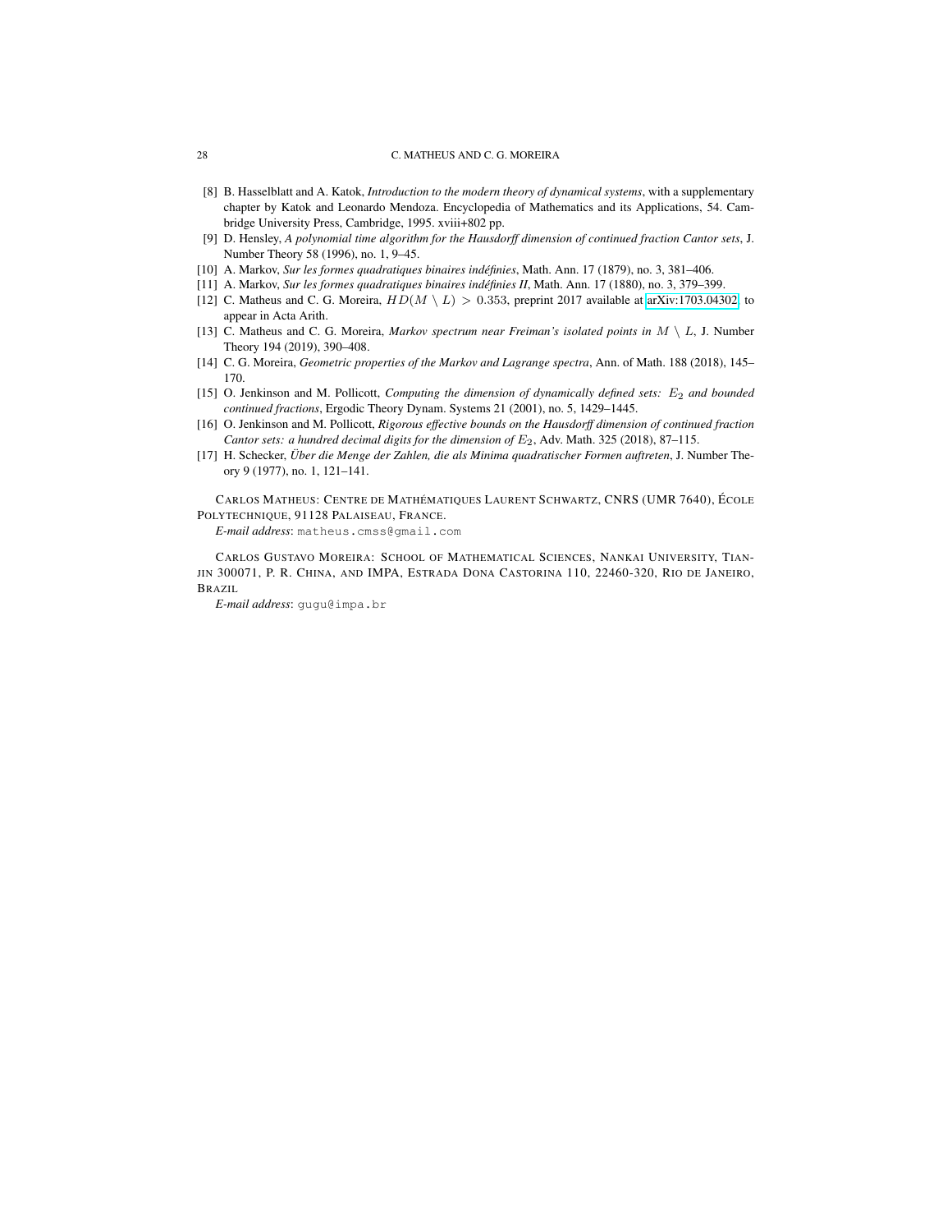[8] B. Hasselblatt and A. Katok, *Introduction to the modern theory of dynamical systems*, with a supplementary chapter by Katok and Leonardo Mendoza. Encyclopedia of Mathematics and its Applications, 54. Cambridge University Press, Cambridge, 1995. xviii+802 pp.

[9] D. Hensley, *A polynomial time algorithm for the Hausdorff dimension of continued fraction Cantor sets*, J. Number Theory 58 (1996), no. 1, 9–45.

[10] A. Markov, *Sur les formes quadratiques binaires indéfinies*, Math. Ann. 17 (1879), no. 3, 381–406.

[11] A. Markov, *Sur les formes quadratiques binaires indéfinies II*, Math. Ann. 17 (1880), no. 3, 379–399.

[12] C. Matheus and C. G. Moreira, $HD(M \setminus L) > 0.353$, preprint 2017 available at arXiv:1703.04302, to appear in Acta Arith.

[13] C. Matheus and C. G. Moreira, *Markov spectrum near Freiman's isolated points in* $M \setminus L$, J. Number Theory 194 (2019), 390–408.

[14] C. G. Moreira, *Geometric properties of the Markov and Lagrange spectra*, Ann. of Math. 188 (2018), 145–170.

[15] O. Jenkinson and M. Pollicott, *Computing the dimension of dynamically defined sets:* $E_2$ *and bounded continued fractions*, Ergodic Theory Dynam. Systems 21 (2001), no. 5, 1429–1445.

[16] O. Jenkinson and M. Pollicott, *Rigorous effective bounds on the Hausdorff dimension of continued fraction Cantor sets: a hundred decimal digits for the dimension of* $E_2$, Adv. Math. 325 (2018), 87–115.

[17] H. Schecker, *Über die Menge der Zahlen, die als Minima quadratischer Formen auftreten*, J. Number Theory 9 (1977), no. 1, 121–141.

Carlos Matheus: Centre de Mathématiques Laurent Schwartz, CNRS (UMR 7640), École Polytechnique, 91128 Palaiseau, France.

*E-mail address*: matheus.cmss@gmail.com

Carlos Gustavo Moreira: School of Mathematical Sciences, Nankai University, Tianjin 300071, P. R. China, and IMPA, Estrada Dona Castorina 110, 22460-320, Rio de Janeiro, Brazil

*E-mail address*: gugu@impa.br